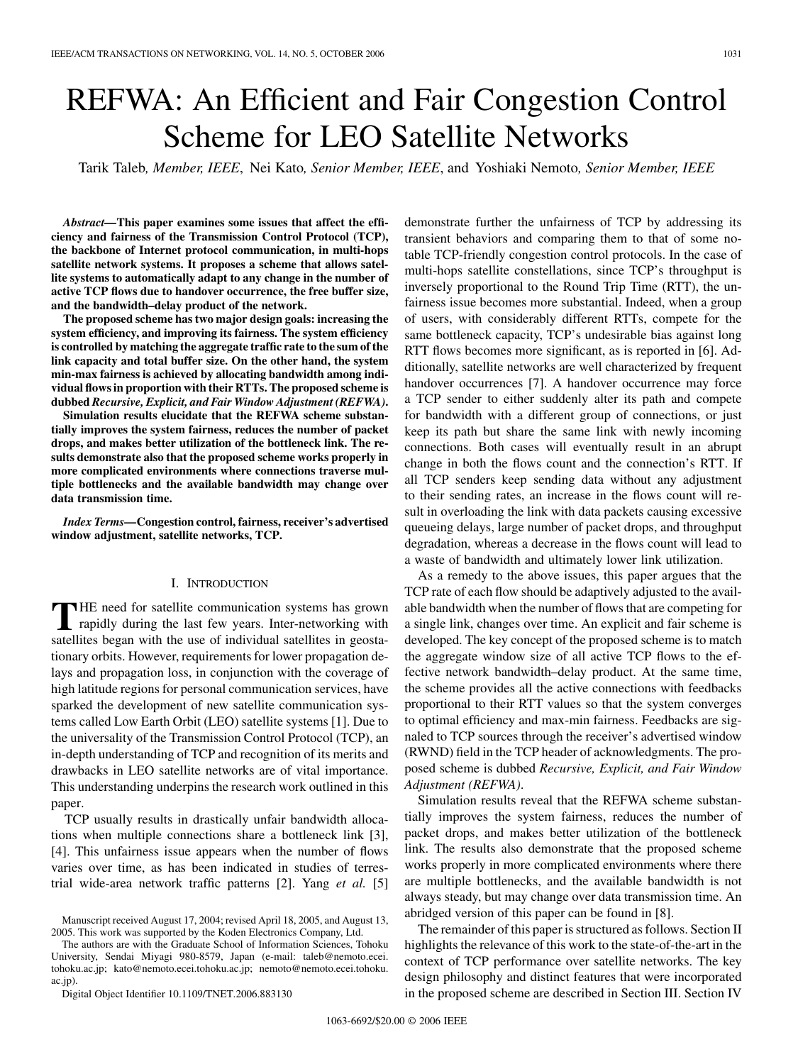# REFWA: An Efficient and Fair Congestion Control Scheme for LEO Satellite Networks

Tarik Taleb, *Member, IEEE*, Nei Kato, *Senior Member, IEEE*, and Yoshiaki Nemoto, *Senior Member, IEEE*

***Abstract*—This paper examines some issues that affect the efficiency and fairness of the Transmission Control Protocol (TCP), the backbone of Internet protocol communication, in multi-hops satellite network systems. It proposes a scheme that allows satellite systems to automatically adapt to any change in the number of active TCP flows due to handover occurrence, the free buffer size, and the bandwidth–delay product of the network.**

**The proposed scheme has two major design goals: increasing the system efficiency, and improving its fairness. The system efficiency is controlled by matching the aggregate traffic rate to the sum of the link capacity and total buffer size. On the other hand, the system min-max fairness is achieved by allocating bandwidth among individual flows in proportion with their RTTs. The proposed scheme is dubbed *Recursive, Explicit, and Fair Window Adjustment (REFWA)*.**

**Simulation results elucidate that the REFWA scheme substantially improves the system fairness, reduces the number of packet drops, and makes better utilization of the bottleneck link. The results demonstrate also that the proposed scheme works properly in more complicated environments where connections traverse multiple bottlenecks and the available bandwidth may change over data transmission time.**

***Index Terms*—Congestion control, fairness, receiver's advertised window adjustment, satellite networks, TCP.**

## I. Introduction

The need for satellite communication systems has grown rapidly during the last few years. Inter-networking with satellites began with the use of individual satellites in geostationary orbits. However, requirements for lower propagation delays and propagation loss, in conjunction with the coverage of high latitude regions for personal communication services, have sparked the development of new satellite communication systems called Low Earth Orbit (LEO) satellite systems [1]. Due to the universality of the Transmission Control Protocol (TCP), an in-depth understanding of TCP and recognition of its merits and drawbacks in LEO satellite networks are of vital importance. This understanding underpins the research work outlined in this paper.

TCP usually results in drastically unfair bandwidth allocations when multiple connections share a bottleneck link [3], [4]. This unfairness issue appears when the number of flows varies over time, as has been indicated in studies of terrestrial wide-area network traffic patterns [2]. Yang *et al.* [5] demonstrate further the unfairness of TCP by addressing its transient behaviors and comparing them to that of some notable TCP-friendly congestion control protocols. In the case of multi-hops satellite constellations, since TCP's throughput is inversely proportional to the Round Trip Time (RTT), the unfairness issue becomes more substantial. Indeed, when a group of users, with considerably different RTTs, compete for the same bottleneck capacity, TCP's undesirable bias against long RTT flows becomes more significant, as is reported in [6]. Additionally, satellite networks are well characterized by frequent handover occurrences [7]. A handover occurrence may force a TCP sender to either suddenly alter its path and compete for bandwidth with a different group of connections, or just keep its path but share the same link with newly incoming connections. Both cases will eventually result in an abrupt change in both the flows count and the connection's RTT. If all TCP senders keep sending data without any adjustment to their sending rates, an increase in the flows count will result in overloading the link with data packets causing excessive queueing delays, large number of packet drops, and throughput degradation, whereas a decrease in the flows count will lead to a waste of bandwidth and ultimately lower link utilization.

As a remedy to the above issues, this paper argues that the TCP rate of each flow should be adaptively adjusted to the available bandwidth when the number of flows that are competing for a single link, changes over time. An explicit and fair scheme is developed. The key concept of the proposed scheme is to match the aggregate window size of all active TCP flows to the effective network bandwidth–delay product. At the same time, the scheme provides all the active connections with feedbacks proportional to their RTT values so that the system converges to optimal efficiency and max-min fairness. Feedbacks are signaled to TCP sources through the receiver's advertised window (RWND) field in the TCP header of acknowledgments. The proposed scheme is dubbed *Recursive, Explicit, and Fair Window Adjustment (REFWA)*.

Simulation results reveal that the REFWA scheme substantially improves the system fairness, reduces the number of packet drops, and makes better utilization of the bottleneck link. The results also demonstrate that the proposed scheme works properly in more complicated environments where there are multiple bottlenecks, and the available bandwidth is not always steady, but may change over data transmission time. An abridged version of this paper can be found in [8].

The remainder of this paper is structured as follows. Section II highlights the relevance of this work to the state-of-the-art in the context of TCP performance over satellite networks. The key design philosophy and distinct features that were incorporated in the proposed scheme are described in Section III. Section IV

Manuscript received August 17, 2004; revised April 18, 2005, and August 13, 2005. This work was supported by the Koden Electronics Company, Ltd.

The authors are with the Graduate School of Information Sciences, Tohoku University, Sendai Miyagi 980-8579, Japan (e-mail: taleb@nemoto.ecei.tohoku.ac.jp; kato@nemoto.ecei.tohoku.ac.jp; nemoto@nemoto.ecei.tohoku.ac.jp).

Digital Object Identifier 10.1109/TNET.2006.883130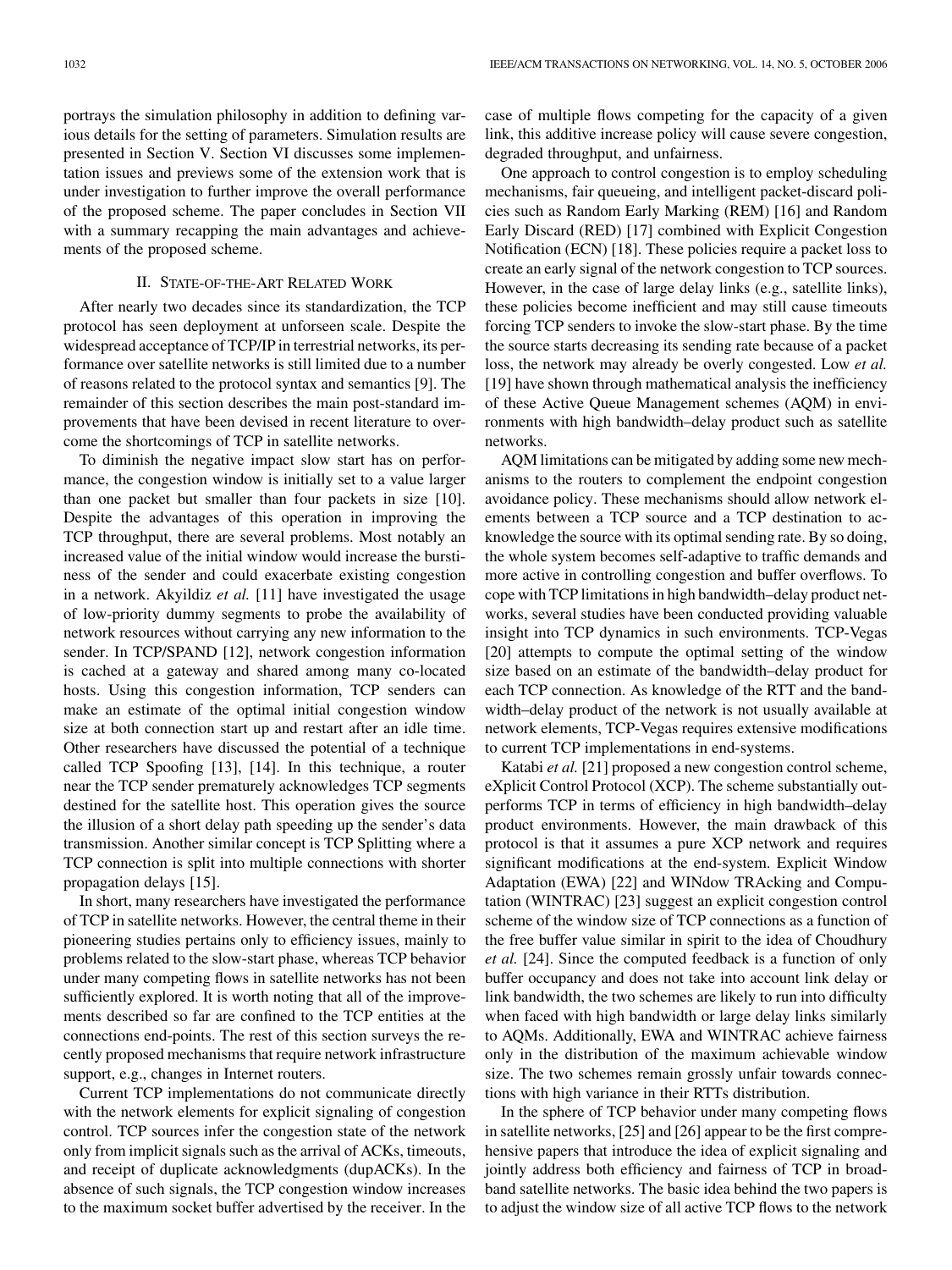portrays the simulation philosophy in addition to defining various details for the setting of parameters. Simulation results are presented in Section V. Section VI discusses some implementation issues and previews some of the extension work that is under investigation to further improve the overall performance of the proposed scheme. The paper concludes in Section VII with a summary recapping the main advantages and achievements of the proposed scheme.

## II. State-of-the-Art Related Work

After nearly two decades since its standardization, the TCP protocol has seen deployment at unforseen scale. Despite the widespread acceptance of TCP/IP in terrestrial networks, its performance over satellite networks is still limited due to a number of reasons related to the protocol syntax and semantics [9]. The remainder of this section describes the main post-standard improvements that have been devised in recent literature to overcome the shortcomings of TCP in satellite networks.

To diminish the negative impact slow start has on performance, the congestion window is initially set to a value larger than one packet but smaller than four packets in size [10]. Despite the advantages of this operation in improving the TCP throughput, there are several problems. Most notably an increased value of the initial window would increase the burstiness of the sender and could exacerbate existing congestion in a network. Akyildiz *et al.* [11] have investigated the usage of low-priority dummy segments to probe the availability of network resources without carrying any new information to the sender. In TCP/SPAND [12], network congestion information is cached at a gateway and shared among many co-located hosts. Using this congestion information, TCP senders can make an estimate of the optimal initial congestion window size at both connection start up and restart after an idle time. Other researchers have discussed the potential of a technique called TCP Spoofing [13], [14]. In this technique, a router near the TCP sender prematurely acknowledges TCP segments destined for the satellite host. This operation gives the source the illusion of a short delay path speeding up the sender's data transmission. Another similar concept is TCP Splitting where a TCP connection is split into multiple connections with shorter propagation delays [15].

In short, many researchers have investigated the performance of TCP in satellite networks. However, the central theme in their pioneering studies pertains only to efficiency issues, mainly to problems related to the slow-start phase, whereas TCP behavior under many competing flows in satellite networks has not been sufficiently explored. It is worth noting that all of the improvements described so far are confined to the TCP entities at the connections end-points. The rest of this section surveys the recently proposed mechanisms that require network infrastructure support, e.g., changes in Internet routers.

Current TCP implementations do not communicate directly with the network elements for explicit signaling of congestion control. TCP sources infer the congestion state of the network only from implicit signals such as the arrival of ACKs, timeouts, and receipt of duplicate acknowledgments (dupACKs). In the absence of such signals, the TCP congestion window increases to the maximum socket buffer advertised by the receiver. In the case of multiple flows competing for the capacity of a given link, this additive increase policy will cause severe congestion, degraded throughput, and unfairness.

One approach to control congestion is to employ scheduling mechanisms, fair queueing, and intelligent packet-discard policies such as Random Early Marking (REM) [16] and Random Early Discard (RED) [17] combined with Explicit Congestion Notification (ECN) [18]. These policies require a packet loss to create an early signal of the network congestion to TCP sources. However, in the case of large delay links (e.g., satellite links), these policies become inefficient and may still cause timeouts forcing TCP senders to invoke the slow-start phase. By the time the source starts decreasing its sending rate because of a packet loss, the network may already be overly congested. Low *et al.* [19] have shown through mathematical analysis the inefficiency of these Active Queue Management schemes (AQM) in environments with high bandwidth–delay product such as satellite networks.

AQM limitations can be mitigated by adding some new mechanisms to the routers to complement the endpoint congestion avoidance policy. These mechanisms should allow network elements between a TCP source and a TCP destination to acknowledge the source with its optimal sending rate. By so doing, the whole system becomes self-adaptive to traffic demands and more active in controlling congestion and buffer overflows. To cope with TCP limitations in high bandwidth–delay product networks, several studies have been conducted providing valuable insight into TCP dynamics in such environments. TCP-Vegas [20] attempts to compute the optimal setting of the window size based on an estimate of the bandwidth–delay product for each TCP connection. As knowledge of the RTT and the bandwidth–delay product of the network is not usually available at network elements, TCP-Vegas requires extensive modifications to current TCP implementations in end-systems.

Katabi *et al.* [21] proposed a new congestion control scheme, eXplicit Control Protocol (XCP). The scheme substantially outperforms TCP in terms of efficiency in high bandwidth–delay product environments. However, the main drawback of this protocol is that it assumes a pure XCP network and requires significant modifications at the end-system. Explicit Window Adaptation (EWA) [22] and WINdow TRAcking and Computation (WINTRAC) [23] suggest an explicit congestion control scheme of the window size of TCP connections as a function of the free buffer value similar in spirit to the idea of Choudhury *et al.* [24]. Since the computed feedback is a function of only buffer occupancy and does not take into account link delay or link bandwidth, the two schemes are likely to run into difficulty when faced with high bandwidth or large delay links similarly to AQMs. Additionally, EWA and WINTRAC achieve fairness only in the distribution of the maximum achievable window size. The two schemes remain grossly unfair towards connections with high variance in their RTTs distribution.

In the sphere of TCP behavior under many competing flows in satellite networks, [25] and [26] appear to be the first comprehensive papers that introduce the idea of explicit signaling and jointly address both efficiency and fairness of TCP in broadband satellite networks. The basic idea behind the two papers is to adjust the window size of all active TCP flows to the network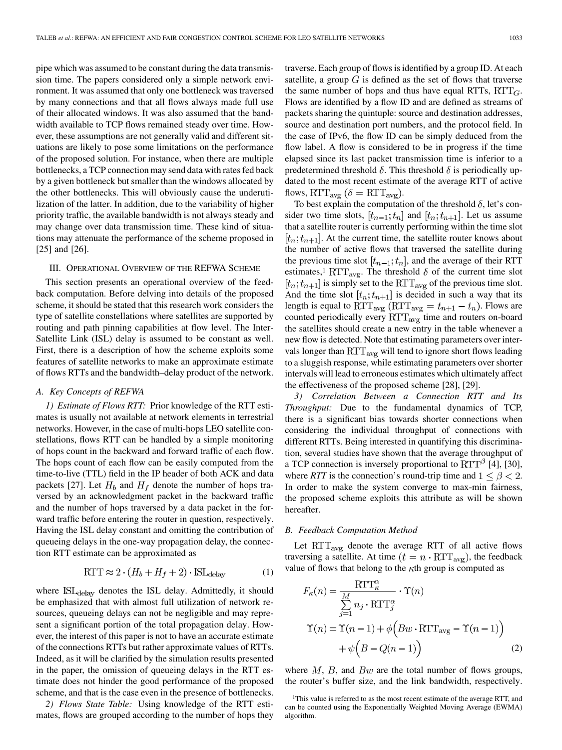pipe which was assumed to be constant during the data transmission time. The papers considered only a simple network environment. It was assumed that only one bottleneck was traversed by many connections and that all flows always made full use of their allocated windows. It was also assumed that the bandwidth available to TCP flows remained steady over time. However, these assumptions are not generally valid and different situations are likely to pose some limitations on the performance of the proposed solution. For instance, when there are multiple bottlenecks, a TCP connection may send data with rates fed back by a given bottleneck but smaller than the windows allocated by the other bottlenecks. This will obviously cause the underutilization of the latter. In addition, due to the variability of higher priority traffic, the available bandwidth is not always steady and may change over data transmission time. These kind of situations may attenuate the performance of the scheme proposed in [25] and [26].

## III. Operational Overview of the REFWA Scheme

This section presents an operational overview of the feedback computation. Before delving into details of the proposed scheme, it should be stated that this research work considers the type of satellite constellations where satellites are supported by routing and path pinning capabilities at flow level. The Inter-Satellite Link (ISL) delay is assumed to be constant as well. First, there is a description of how the scheme exploits some features of satellite networks to make an approximate estimate of flows RTTs and the bandwidth–delay product of the network.

### A. Key Concepts of REFWA

*1) Estimate of Flows RTT:* Prior knowledge of the RTT estimates is usually not available at network elements in terrestrial networks. However, in the case of multi-hops LEO satellite constellations, flows RTT can be handled by a simple monitoring of hops count in the backward and forward traffic of each flow. The hops count of each flow can be easily computed from the time-to-live (TTL) field in the IP header of both ACK and data packets [27]. Let $H_b$ and $H_f$ denote the number of hops traversed by an acknowledgment packet in the backward traffic and the number of hops traversed by a data packet in the forward traffic before entering the router in question, respectively. Having the ISL delay constant and omitting the contribution of queueing delays in the one-way propagation delay, the connection RTT estimate can be approximated as

$$\mathrm{RTT} \approx 2 \cdot (H_b + H_f + 2) \cdot \mathrm{ISL_{delay}} \tag{1}$$

where $\mathrm{ISL_{delay}}$ denotes the ISL delay. Admittedly, it should be emphasized that with almost full utilization of network resources, queueing delays can not be negligible and may represent a significant portion of the total propagation delay. However, the interest of this paper is not to have an accurate estimate of the connections RTTs but rather approximate values of RTTs. Indeed, as it will be clarified by the simulation results presented in the paper, the omission of queueing delays in the RTT estimate does not hinder the good performance of the proposed scheme, and that is the case even in the presence of bottlenecks.

*2) Flows State Table:* Using knowledge of the RTT estimates, flows are grouped according to the number of hops they traverse. Each group of flows is identified by a group ID. At each satellite, a group $G$ is defined as the set of flows that traverse the same number of hops and thus have equal RTTs, $\mathrm{RTT}_G$. Flows are identified by a flow ID and are defined as streams of packets sharing the quintuple: source and destination addresses, source and destination port numbers, and the protocol field. In the case of IPv6, the flow ID can be simply deduced from the flow label. A flow is considered to be in progress if the time elapsed since its last packet transmission time is inferior to a predetermined threshold $\delta$. This threshold $\delta$ is periodically updated to the most recent estimate of the average RTT of active flows, $\mathrm{RTT_{avg}}$ ($\delta = \mathrm{RTT_{avg}}$).

To best explain the computation of the threshold $\delta$, let's consider two time slots, $[t_{n-1}; t_n]$ and $[t_n; t_{n+1}]$. Let us assume that a satellite router is currently performing within the time slot $[t_n; t_{n+1}]$. At the current time, the satellite router knows about the number of active flows that traversed the satellite during the previous time slot $[t_{n-1}; t_n]$, and the average of their RTT estimates,[1] $\mathrm{RTT_{avg}}$. The threshold $\delta$ of the current time slot $[t_n; t_{n+1}]$ is simply set to the $\mathrm{RTT_{avg}}$ of the previous time slot. And the time slot $[t_n; t_{n+1}]$ is decided in such a way that its length is equal to $\mathrm{RTT_{avg}}$ ($\mathrm{RTT_{avg}} = t_{n+1} - t_n$). Flows are counted periodically every $\mathrm{RTT_{avg}}$ time and routers on-board the satellites should create a new entry in the table whenever a new flow is detected. Note that estimating parameters over intervals longer than $\mathrm{RTT_{avg}}$ will tend to ignore short flows leading to a sluggish response, while estimating parameters over shorter intervals will lead to erroneous estimates which ultimately affect the effectiveness of the proposed scheme [28], [29].

*3) Correlation Between a Connection RTT and Its Throughput:* Due to the fundamental dynamics of TCP, there is a significant bias towards shorter connections when considering the individual throughput of connections with different RTTs. Being interested in quantifying this discrimination, several studies have shown that the average throughput of a TCP connection is inversely proportional to $\mathrm{RTT}^{\beta}$ [4], [30], where *RTT* is the connection's round-trip time and $1 \leq \beta < 2$. In order to make the system converge to max-min fairness, the proposed scheme exploits this attribute as will be shown hereafter.

### B. Feedback Computation Method

Let $\mathrm{RTT_{avg}}$ denote the average RTT of all active flows traversing a satellite. At time ($t = n \cdot \mathrm{RTT_{avg}}$), the feedback value of flows that belong to the $\kappa$th group is computed as

$$\begin{aligned}
F_{\kappa}(n) &= \frac{\mathrm{RTT}_{\kappa}^{\alpha}}{\sum\limits_{j=1}^{M} n_j \cdot \mathrm{RTT}_j^{\alpha}} \cdot \Upsilon(n) \\
\Upsilon(n) &= \Upsilon(n-1) + \phi\Big(Bw \cdot \mathrm{RTT_{avg}} - \Upsilon(n-1)\Big) \\
&\quad + \psi\Big(B - Q(n-1)\Big)
\end{aligned} \tag{2}$$

where $M$, $B$, and $Bw$ are the total number of flows groups, the router's buffer size, and the link bandwidth, respectively.

[1] This value is referred to as the most recent estimate of the average RTT, and can be counted using the Exponentially Weighted Moving Average (EWMA) algorithm.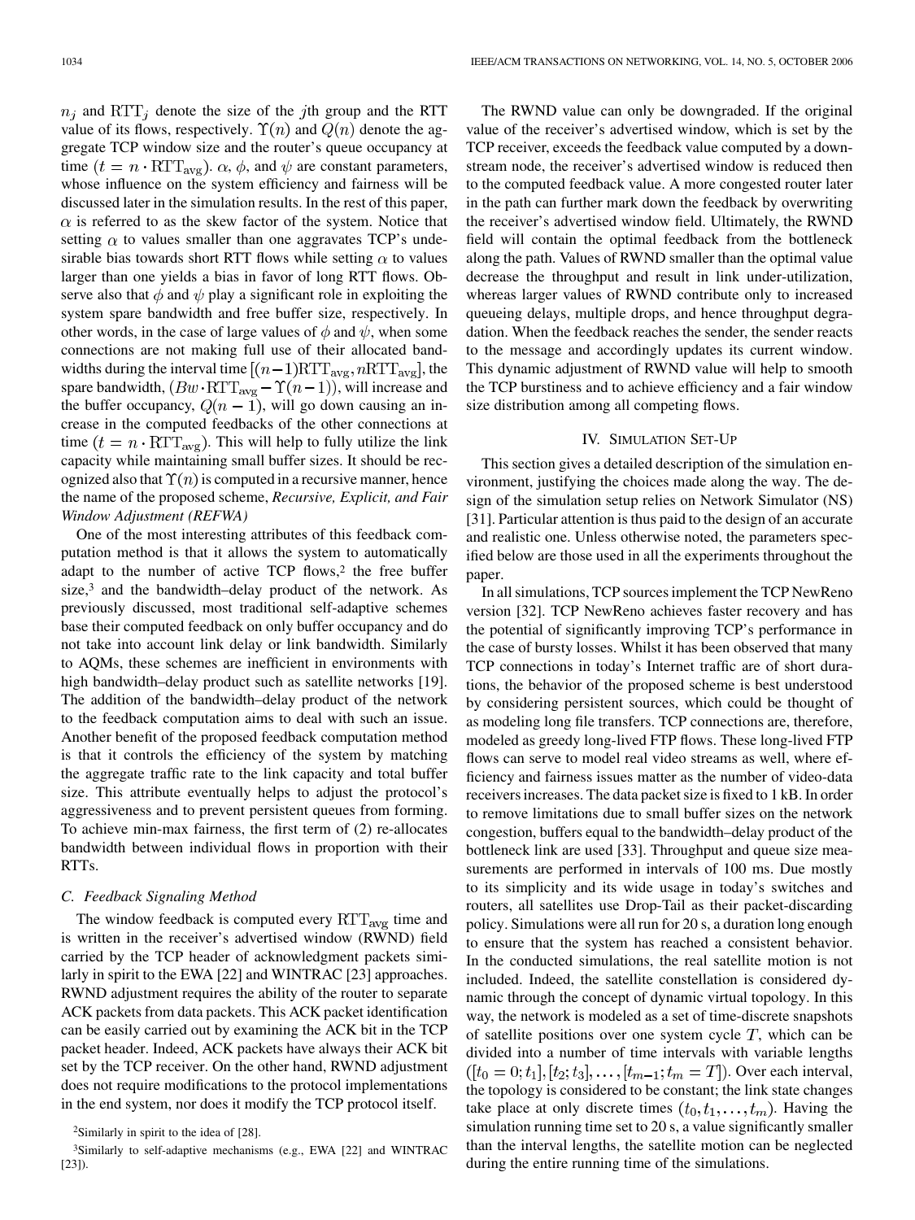$n_j$ and $\mathrm{RTT}_j$ denote the size of the $j$th group and the RTT value of its flows, respectively. $\Upsilon(n)$ and $Q(n)$ denote the aggregate TCP window size and the router's queue occupancy at time $(t = n \cdot \mathrm{RTT}_{\mathrm{avg}})$. $\alpha$, $\phi$, and $\psi$ are constant parameters, whose influence on the system efficiency and fairness will be discussed later in the simulation results. In the rest of this paper, $\alpha$ is referred to as the skew factor of the system. Notice that setting $\alpha$ to values smaller than one aggravates TCP's undesirable bias towards short RTT flows while setting $\alpha$ to values larger than one yields a bias in favor of long RTT flows. Observe also that $\phi$ and $\psi$ play a significant role in exploiting the system spare bandwidth and free buffer size, respectively. In other words, in the case of large values of $\phi$ and $\psi$, when some connections are not making full use of their allocated bandwidths during the interval time $[(n-1)\mathrm{RTT}_{\mathrm{avg}}, n\mathrm{RTT}_{\mathrm{avg}}]$, the spare bandwidth, $(Bw \cdot \mathrm{RTT}_{\mathrm{avg}} - \Upsilon(n-1))$, will increase and the buffer occupancy, $Q(n-1)$, will go down causing an increase in the computed feedbacks of the other connections at time $(t = n \cdot \mathrm{RTT}_{\mathrm{avg}})$. This will help to fully utilize the link capacity while maintaining small buffer sizes. It should be recognized also that $\Upsilon(n)$ is computed in a recursive manner, hence the name of the proposed scheme, *Recursive, Explicit, and Fair Window Adjustment (REFWA)*

One of the most interesting attributes of this feedback computation method is that it allows the system to automatically adapt to the number of active TCP flows,[2] the free buffer size,[3] and the bandwidth–delay product of the network. As previously discussed, most traditional self-adaptive schemes base their computed feedback on only buffer occupancy and do not take into account link delay or link bandwidth. Similarly to AQMs, these schemes are inefficient in environments with high bandwidth–delay product such as satellite networks [19]. The addition of the bandwidth–delay product of the network to the feedback computation aims to deal with such an issue. Another benefit of the proposed feedback computation method is that it controls the efficiency of the system by matching the aggregate traffic rate to the link capacity and total buffer size. This attribute eventually helps to adjust the protocol's aggressiveness and to prevent persistent queues from forming. To achieve min-max fairness, the first term of (2) re-allocates bandwidth between individual flows in proportion with their RTTs.

### C. Feedback Signaling Method

The window feedback is computed every $\mathrm{RTT}_{\mathrm{avg}}$ time and is written in the receiver's advertised window (RWND) field carried by the TCP header of acknowledgment packets similarly in spirit to the EWA [22] and WINTRAC [23] approaches. RWND adjustment requires the ability of the router to separate ACK packets from data packets. This ACK packet identification can be easily carried out by examining the ACK bit in the TCP packet header. Indeed, ACK packets have always their ACK bit set by the TCP receiver. On the other hand, RWND adjustment does not require modifications to the protocol implementations in the end system, nor does it modify the TCP protocol itself.

[2] Similarly in spirit to the idea of [28].

[3] Similarly to self-adaptive mechanisms (e.g., EWA [22] and WINTRAC [23]).

The RWND value can only be downgraded. If the original value of the receiver's advertised window, which is set by the TCP receiver, exceeds the feedback value computed by a downstream node, the receiver's advertised window is reduced then to the computed feedback value. A more congested router later in the path can further mark down the feedback by overwriting the receiver's advertised window field. Ultimately, the RWND field will contain the optimal feedback from the bottleneck along the path. Values of RWND smaller than the optimal value decrease the throughput and result in link under-utilization, whereas larger values of RWND contribute only to increased queueing delays, multiple drops, and hence throughput degradation. When the feedback reaches the sender, the sender reacts to the message and accordingly updates its current window. This dynamic adjustment of RWND value will help to smooth the TCP burstiness and to achieve efficiency and a fair window size distribution among all competing flows.

## IV. Simulation Set-Up

This section gives a detailed description of the simulation environment, justifying the choices made along the way. The design of the simulation setup relies on Network Simulator (NS) [31]. Particular attention is thus paid to the design of an accurate and realistic one. Unless otherwise noted, the parameters specified below are those used in all the experiments throughout the paper.

In all simulations, TCP sources implement the TCP NewReno version [32]. TCP NewReno achieves faster recovery and has the potential of significantly improving TCP's performance in the case of bursty losses. Whilst it has been observed that many TCP connections in today's Internet traffic are of short durations, the behavior of the proposed scheme is best understood by considering persistent sources, which could be thought of as modeling long file transfers. TCP connections are, therefore, modeled as greedy long-lived FTP flows. These long-lived FTP flows can serve to model real video streams as well, where efficiency and fairness issues matter as the number of video-data receivers increases. The data packet size is fixed to 1 kB. In order to remove limitations due to small buffer sizes on the network congestion, buffers equal to the bandwidth–delay product of the bottleneck link are used [33]. Throughput and queue size measurements are performed in intervals of 100 ms. Due mostly to its simplicity and its wide usage in today's switches and routers, all satellites use Drop-Tail as their packet-discarding policy. Simulations were all run for 20 s, a duration long enough to ensure that the system has reached a consistent behavior. In the conducted simulations, the real satellite motion is not included. Indeed, the satellite constellation is considered dynamic through the concept of dynamic virtual topology. In this way, the network is modeled as a set of time-discrete snapshots of satellite positions over one system cycle $T$, which can be divided into a number of time intervals with variable lengths $([t_0 = 0; t_1], [t_2; t_3], \ldots, [t_{m-1}; t_m = T])$. Over each interval, the topology is considered to be constant; the link state changes take place at only discrete times $(t_0, t_1, \ldots, t_m)$. Having the simulation running time set to 20 s, a value significantly smaller than the interval lengths, the satellite motion can be neglected during the entire running time of the simulations.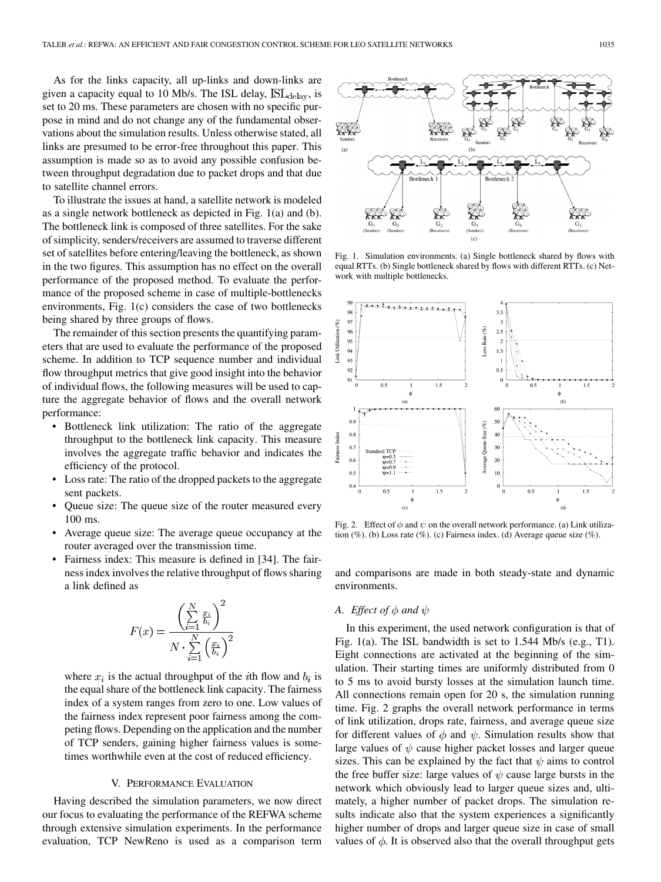As for the links capacity, all up-links and down-links are given a capacity equal to 10 Mb/s. The ISL delay, $\mathrm{ISL}_{\mathrm{delay}}$, is set to 20 ms. These parameters are chosen with no specific purpose in mind and do not change any of the fundamental observations about the simulation results. Unless otherwise stated, all links are presumed to be error-free throughout this paper. This assumption is made so as to avoid any possible confusion between throughput degradation due to packet drops and that due to satellite channel errors.

To illustrate the issues at hand, a satellite network is modeled as a single network bottleneck as depicted in Fig. 1(a) and (b). The bottleneck link is composed of three satellites. For the sake of simplicity, senders/receivers are assumed to traverse different set of satellites before entering/leaving the bottleneck, as shown in the two figures. This assumption has no effect on the overall performance of the proposed method. To evaluate the performance of the proposed scheme in case of multiple-bottlenecks environments, Fig. 1(c) considers the case of two bottlenecks being shared by three groups of flows.

The remainder of this section presents the quantifying parameters that are used to evaluate the performance of the proposed scheme. In addition to TCP sequence number and individual flow throughput metrics that give good insight into the behavior of individual flows, the following measures will be used to capture the aggregate behavior of flows and the overall network performance:

- Bottleneck link utilization: The ratio of the aggregate throughput to the bottleneck link capacity. This measure involves the aggregate traffic behavior and indicates the efficiency of the protocol.
- Loss rate: The ratio of the dropped packets to the aggregate sent packets.
- Queue size: The queue size of the router measured every 100 ms.
- Average queue size: The average queue occupancy at the router averaged over the transmission time.
- Fairness index: This measure is defined in [34]. The fairness index involves the relative throughput of flows sharing a link defined as

$$F(x) = \frac{\left(\sum_{i=1}^{N} \frac{x_i}{b_i}\right)^2}{N \cdot \sum_{i=1}^{N} \left(\frac{x_i}{b_i}\right)^2}$$

where $x_i$ is the actual throughput of the $i$th flow and $b_i$ is the equal share of the bottleneck link capacity. The fairness index of a system ranges from zero to one. Low values of the fairness index represent poor fairness among the competing flows. Depending on the application and the number of TCP senders, gaining higher fairness values is sometimes worthwhile even at the cost of reduced efficiency.

Fig. 1. Simulation environments. (a) Single bottleneck shared by flows with equal RTTs. (b) Single bottleneck shared by flows with different RTTs. (c) Network with multiple bottlenecks.

Fig. 2. Effect of $\phi$ and $\psi$ on the overall network performance. (a) Link utilization (%). (b) Loss rate (%). (c) Fairness index. (d) Average queue size (%).

## V. Performance Evaluation

Having described the simulation parameters, we now direct our focus to evaluating the performance of the REFWA scheme through extensive simulation experiments. In the performance evaluation, TCP NewReno is used as a comparison term and comparisons are made in both steady-state and dynamic environments.

### A. Effect of $\phi$ and $\psi$

In this experiment, the used network configuration is that of Fig. 1(a). The ISL bandwidth is set to 1.544 Mb/s (e.g., T1). Eight connections are activated at the beginning of the simulation. Their starting times are uniformly distributed from 0 to 5 ms to avoid bursty losses at the simulation launch time. All connections remain open for 20 s, the simulation running time. Fig. 2 graphs the overall network performance in terms of link utilization, drops rate, fairness, and average queue size for different values of $\phi$ and $\psi$. Simulation results show that large values of $\psi$ cause higher packet losses and larger queue sizes. This can be explained by the fact that $\psi$ aims to control the free buffer size: large values of $\psi$ cause large bursts in the network which obviously lead to larger queue sizes and, ultimately, a higher number of packet drops. The simulation results indicate also that the system experiences a significantly higher number of drops and larger queue size in case of small values of $\phi$. It is observed also that the overall throughput gets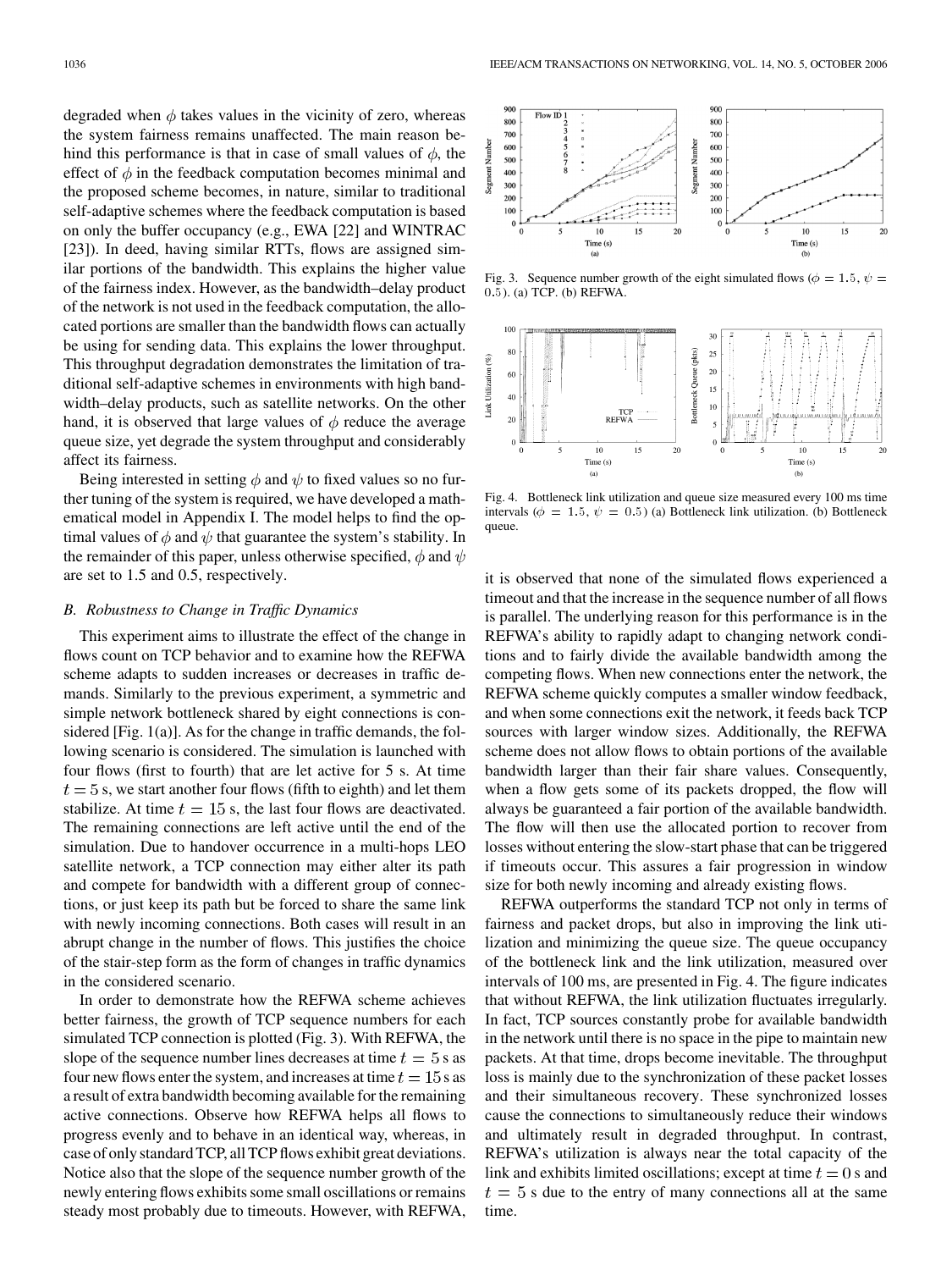degraded when $\phi$ takes values in the vicinity of zero, whereas the system fairness remains unaffected. The main reason behind this performance is that in case of small values of $\phi$, the effect of $\phi$ in the feedback computation becomes minimal and the proposed scheme becomes, in nature, similar to traditional self-adaptive schemes where the feedback computation is based on only the buffer occupancy (e.g., EWA [22] and WINTRAC [23]). In deed, having similar RTTs, flows are assigned similar portions of the bandwidth. This explains the higher value of the fairness index. However, as the bandwidth–delay product of the network is not used in the feedback computation, the allocated portions are smaller than the bandwidth flows can actually be using for sending data. This explains the lower throughput. This throughput degradation demonstrates the limitation of traditional self-adaptive schemes in environments with high bandwidth–delay products, such as satellite networks. On the other hand, it is observed that large values of $\phi$ reduce the average queue size, yet degrade the system throughput and considerably affect its fairness.

Being interested in setting $\phi$ and $\psi$ to fixed values so no further tuning of the system is required, we have developed a mathematical model in Appendix I. The model helps to find the optimal values of $\phi$ and $\psi$ that guarantee the system's stability. In the remainder of this paper, unless otherwise specified, $\phi$ and $\psi$ are set to 1.5 and 0.5, respectively.

### B. Robustness to Change in Traffic Dynamics

This experiment aims to illustrate the effect of the change in flows count on TCP behavior and to examine how the REFWA scheme adapts to sudden increases or decreases in traffic demands. Similarly to the previous experiment, a symmetric and simple network bottleneck shared by eight connections is considered [Fig. 1(a)]. As for the change in traffic demands, the following scenario is considered. The simulation is launched with four flows (first to fourth) that are let active for 5 s. At time $t = 5$ s, we start another four flows (fifth to eighth) and let them stabilize. At time $t = 15$ s, the last four flows are deactivated. The remaining connections are left active until the end of the simulation. Due to handover occurrence in a multi-hops LEO satellite network, a TCP connection may either alter its path and compete for bandwidth with a different group of connections, or just keep its path but be forced to share the same link with newly incoming connections. Both cases will result in an abrupt change in the number of flows. This justifies the choice of the stair-step form as the form of changes in traffic dynamics in the considered scenario.

In order to demonstrate how the REFWA scheme achieves better fairness, the growth of TCP sequence numbers for each simulated TCP connection is plotted (Fig. 3). With REFWA, the slope of the sequence number lines decreases at time $t = 5$ s as four new flows enter the system, and increases at time $t = 15$ s as a result of extra bandwidth becoming available for the remaining active connections. Observe how REFWA helps all flows to progress evenly and to behave in an identical way, whereas, in case of only standard TCP, all TCP flows exhibit great deviations. Notice also that the slope of the sequence number growth of the newly entering flows exhibits some small oscillations or remains steady most probably due to timeouts. However, with REFWA, it is observed that none of the simulated flows experienced a timeout and that the increase in the sequence number of all flows is parallel. The underlying reason for this performance is in the REFWA's ability to rapidly adapt to changing network conditions and to fairly divide the available bandwidth among the competing flows. When new connections enter the network, the REFWA scheme quickly computes a smaller window feedback, and when some connections exit the network, it feeds back TCP sources with larger window sizes. Additionally, the REFWA scheme does not allow flows to obtain portions of the available bandwidth larger than their fair share values. Consequently, when a flow gets some of its packets dropped, the flow will always be guaranteed a fair portion of the available bandwidth. The flow will then use the allocated portion to recover from losses without entering the slow-start phase that can be triggered if timeouts occur. This assures a fair progression in window size for both newly incoming and already existing flows.

REFWA outperforms the standard TCP not only in terms of fairness and packet drops, but also in improving the link utilization and minimizing the queue size. The queue occupancy of the bottleneck link and the link utilization, measured over intervals of 100 ms, are presented in Fig. 4. The figure indicates that without REFWA, the link utilization fluctuates irregularly. In fact, TCP sources constantly probe for available bandwidth in the network until there is no space in the pipe to maintain new packets. At that time, drops become inevitable. The throughput loss is mainly due to the synchronization of these packet losses and their simultaneous recovery. These synchronized losses cause the connections to simultaneously reduce their windows and ultimately result in degraded throughput. In contrast, REFWA's utilization is always near the total capacity of the link and exhibits limited oscillations; except at time $t = 0$ s and $t = 5$ s due to the entry of many connections all at the same time.

Flow ID 1 2 3 4 5 6 7 8
Segment Number
Time (s)
(a)
(b)

Fig. 3. Sequence number growth of the eight simulated flows ($\phi = 1.5$, $\psi = 0.5$). (a) TCP. (b) REFWA.

Link Utilization (%)
Bottleneck Queue (pkts)
TCP
REFWA
Time (s)
(a)
(b)

Fig. 4. Bottleneck link utilization and queue size measured every 100 ms time intervals ($\phi = 1.5$, $\psi = 0.5$) (a) Bottleneck link utilization. (b) Bottleneck queue.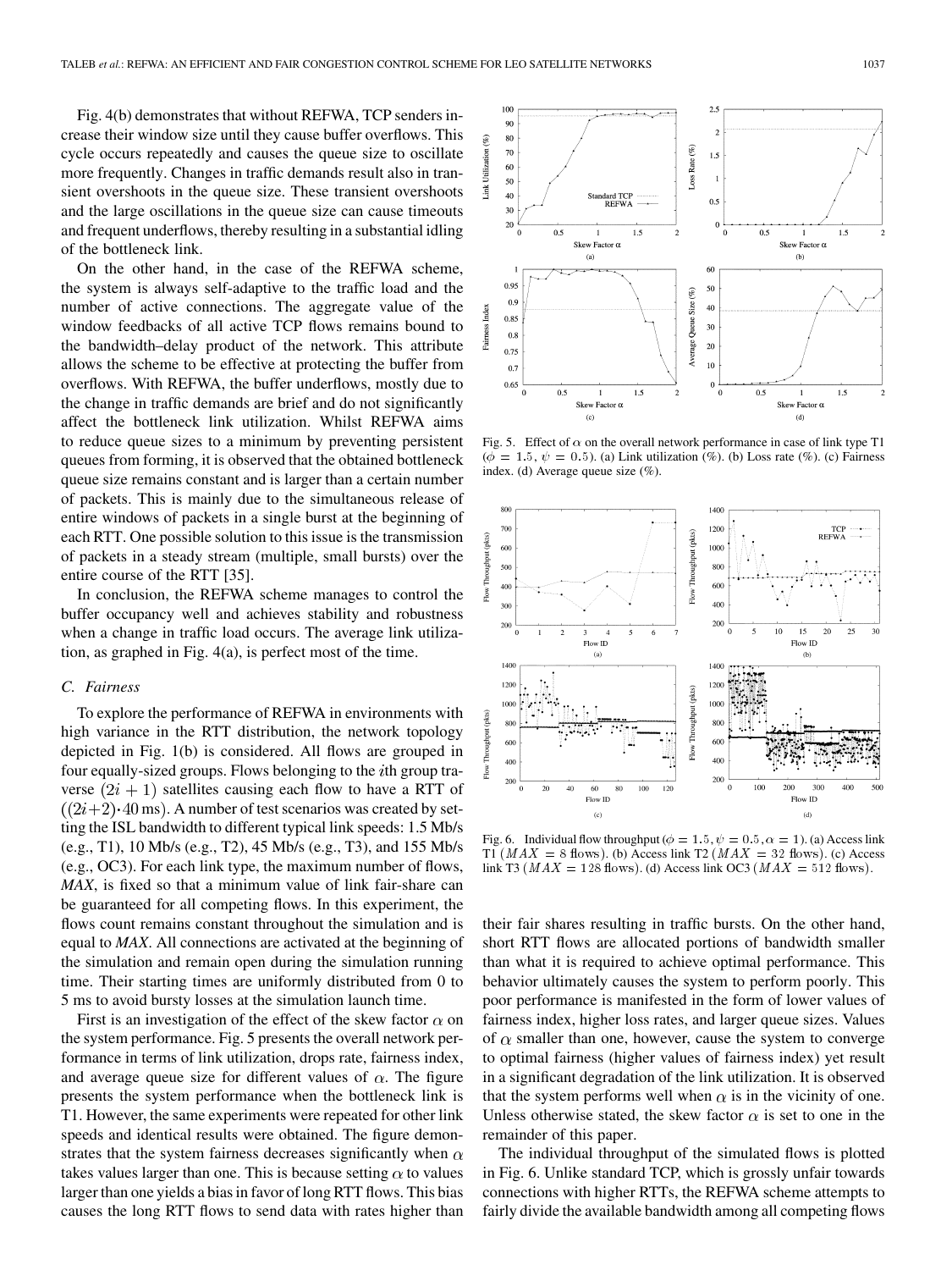Fig. 4(b) demonstrates that without REFWA, TCP senders increase their window size until they cause buffer overflows. This cycle occurs repeatedly and causes the queue size to oscillate more frequently. Changes in traffic demands result also in transient overshoots in the queue size. These transient overshoots and the large oscillations in the queue size can cause timeouts and frequent underflows, thereby resulting in a substantial idling of the bottleneck link.

On the other hand, in the case of the REFWA scheme, the system is always self-adaptive to the traffic load and the number of active connections. The aggregate value of the window feedbacks of all active TCP flows remains bound to the bandwidth–delay product of the network. This attribute allows the scheme to be effective at protecting the buffer from overflows. With REFWA, the buffer underflows, mostly due to the change in traffic demands are brief and do not significantly affect the bottleneck link utilization. Whilst REFWA aims to reduce queue sizes to a minimum by preventing persistent queues from forming, it is observed that the obtained bottleneck queue size remains constant and is larger than a certain number of packets. This is mainly due to the simultaneous release of entire windows of packets in a single burst at the beginning of each RTT. One possible solution to this issue is the transmission of packets in a steady stream (multiple, small bursts) over the entire course of the RTT [35].

In conclusion, the REFWA scheme manages to control the buffer occupancy well and achieves stability and robustness when a change in traffic load occurs. The average link utilization, as graphed in Fig. 4(a), is perfect most of the time.

### C. Fairness

To explore the performance of REFWA in environments with high variance in the RTT distribution, the network topology depicted in Fig. 1(b) is considered. All flows are grouped in four equally-sized groups. Flows belonging to the $i$th group traverse $(2i+1)$ satellites causing each flow to have a RTT of $((2i+2)\cdot 40\,\text{ms})$. A number of test scenarios was created by setting the ISL bandwidth to different typical link speeds: 1.5 Mb/s (e.g., T1), 10 Mb/s (e.g., T2), 45 Mb/s (e.g., T3), and 155 Mb/s (e.g., OC3). For each link type, the maximum number of flows, *MAX*, is fixed so that a minimum value of link fair-share can be guaranteed for all competing flows. In this experiment, the flows count remains constant throughout the simulation and is equal to *MAX*. All connections are activated at the beginning of the simulation and remain open during the simulation running time. Their starting times are uniformly distributed from 0 to 5 ms to avoid bursty losses at the simulation launch time.

First is an investigation of the effect of the skew factor $\alpha$ on the system performance. Fig. 5 presents the overall network performance in terms of link utilization, drops rate, fairness index, and average queue size for different values of $\alpha$. The figure presents the system performance when the bottleneck link is T1. However, the same experiments were repeated for other link speeds and identical results were obtained. The figure demonstrates that the system fairness decreases significantly when $\alpha$ takes values larger than one. This is because setting $\alpha$ to values larger than one yields a bias in favor of long RTT flows. This bias causes the long RTT flows to send data with rates higher than their fair shares resulting in traffic bursts. On the other hand, short RTT flows are allocated portions of bandwidth smaller than what it is required to achieve optimal performance. This behavior ultimately causes the system to perform poorly. This poor performance is manifested in the form of lower values of fairness index, higher loss rates, and larger queue sizes. Values of $\alpha$ smaller than one, however, cause the system to converge to optimal fairness (higher values of fairness index) yet result in a significant degradation of the link utilization. It is observed that the system performs well when $\alpha$ is in the vicinity of one. Unless otherwise stated, the skew factor $\alpha$ is set to one in the remainder of this paper.

Fig. 5. Effect of $\alpha$ on the overall network performance in case of link type T1 ($\phi = 1.5$, $\psi = 0.5$). (a) Link utilization (%). (b) Loss rate (%). (c) Fairness index. (d) Average queue size (%).

Fig. 6. Individual flow throughput ($\phi = 1.5, \psi = 0.5, \alpha = 1$). (a) Access link T1 ($MAX = 8$ flows). (b) Access link T2 ($MAX = 32$ flows). (c) Access link T3 ($MAX = 128$ flows). (d) Access link OC3 ($MAX = 512$ flows).

The individual throughput of the simulated flows is plotted in Fig. 6. Unlike standard TCP, which is grossly unfair towards connections with higher RTTs, the REFWA scheme attempts to fairly divide the available bandwidth among all competing flows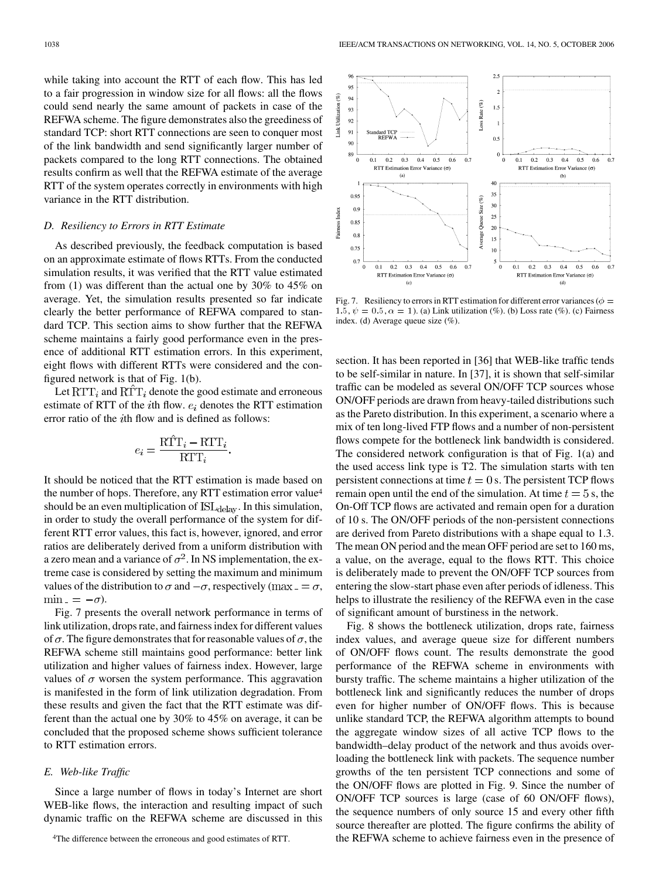while taking into account the RTT of each flow. This has led to a fair progression in window size for all flows: all the flows could send nearly the same amount of packets in case of the REFWA scheme. The figure demonstrates also the greediness of standard TCP: short RTT connections are seen to conquer most of the link bandwidth and send significantly larger number of packets compared to the long RTT connections. The obtained results confirm as well that the REFWA estimate of the average RTT of the system operates correctly in environments with high variance in the RTT distribution.

### D. Resiliency to Errors in RTT Estimate

As described previously, the feedback computation is based on an approximate estimate of flows RTTs. From the conducted simulation results, it was verified that the RTT value estimated from (1) was different than the actual one by 30% to 45% on average. Yet, the simulation results presented so far indicate clearly the better performance of REFWA compared to standard TCP. This section aims to show further that the REFWA scheme maintains a fairly good performance even in the presence of additional RTT estimation errors. In this experiment, eight flows with different RTTs were considered and the configured network is that of Fig. 1(b).

Let $\mathrm{RTT}_i$ and $\hat{\mathrm{RTT}}_i$ denote the good estimate and erroneous estimate of RTT of the $i$th flow. $e_i$ denotes the RTT estimation error ratio of the $i$th flow and is defined as follows:

$$e_i = \frac{\hat{\mathrm{RTT}}_i - \mathrm{RTT}_i}{\mathrm{RTT}_i}.$$

It should be noticed that the RTT estimation is made based on the number of hops. Therefore, any RTT estimation error value[4] should be an even multiplication of $\mathrm{ISL}_{\mathrm{delay}}$. In this simulation, in order to study the overall performance of the system for different RTT error values, this fact is, however, ignored, and error ratios are deliberately derived from a uniform distribution with a zero mean and a variance of $\sigma^2$. In NS implementation, the extreme case is considered by setting the maximum and minimum values of the distribution to $\sigma$ and $-\sigma$, respectively ($\max\_ = \sigma$, $\min\_ = -\sigma$).

Fig. 7 presents the overall network performance in terms of link utilization, drops rate, and fairness index for different values of $\sigma$. The figure demonstrates that for reasonable values of $\sigma$, the REFWA scheme still maintains good performance: better link utilization and higher values of fairness index. However, large values of $\sigma$ worsen the system performance. This aggravation is manifested in the form of link utilization degradation. From these results and given the fact that the RTT estimate was different than the actual one by 30% to 45% on average, it can be concluded that the proposed scheme shows sufficient tolerance to RTT estimation errors.

### E. Web-like Traffic

Since a large number of flows in today's Internet are short WEB-like flows, the interaction and resulting impact of such dynamic traffic on the REFWA scheme are discussed in this section. It has been reported in [36] that WEB-like traffic tends to be self-similar in nature. In [37], it is shown that self-similar traffic can be modeled as several ON/OFF TCP sources whose ON/OFF periods are drawn from heavy-tailed distributions such as the Pareto distribution. In this experiment, a scenario where a mix of ten long-lived FTP flows and a number of non-persistent flows compete for the bottleneck link bandwidth is considered. The considered network configuration is that of Fig. 1(a) and the used access link type is T2. The simulation starts with ten persistent connections at time $t = 0$ s. The persistent TCP flows remain open until the end of the simulation. At time $t = 5$ s, the On-Off TCP flows are activated and remain open for a duration of 10 s. The ON/OFF periods of the non-persistent connections are derived from Pareto distributions with a shape equal to 1.3. The mean ON period and the mean OFF period are set to 160 ms, a value, on the average, equal to the flows RTT. This choice is deliberately made to prevent the ON/OFF TCP sources from entering the slow-start phase even after periods of idleness. This helps to illustrate the resiliency of the REFWA even in the case of significant amount of burstiness in the network.

Fig. 7. Resiliency to errors in RTT estimation for different error variances ($\phi = 1.5$, $\psi = 0.5$, $\alpha = 1$). (a) Link utilization (%). (b) Loss rate (%). (c) Fairness index. (d) Average queue size (%).

Fig. 8 shows the bottleneck utilization, drops rate, fairness index values, and average queue size for different numbers of ON/OFF flows count. The results demonstrate the good performance of the REFWA scheme in environments with bursty traffic. The scheme maintains a higher utilization of the bottleneck link and significantly reduces the number of drops even for higher number of ON/OFF flows. This is because unlike standard TCP, the REFWA algorithm attempts to bound the aggregate window sizes of all active TCP flows to the bandwidth–delay product of the network and thus avoids overloading the bottleneck link with packets. The sequence number growths of the ten persistent TCP connections and some of the ON/OFF flows are plotted in Fig. 9. Since the number of ON/OFF TCP sources is large (case of 60 ON/OFF flows), the sequence numbers of only source 15 and every other fifth source thereafter are plotted. The figure confirms the ability of the REFWA scheme to achieve fairness even in the presence of

[4] The difference between the erroneous and good estimates of RTT.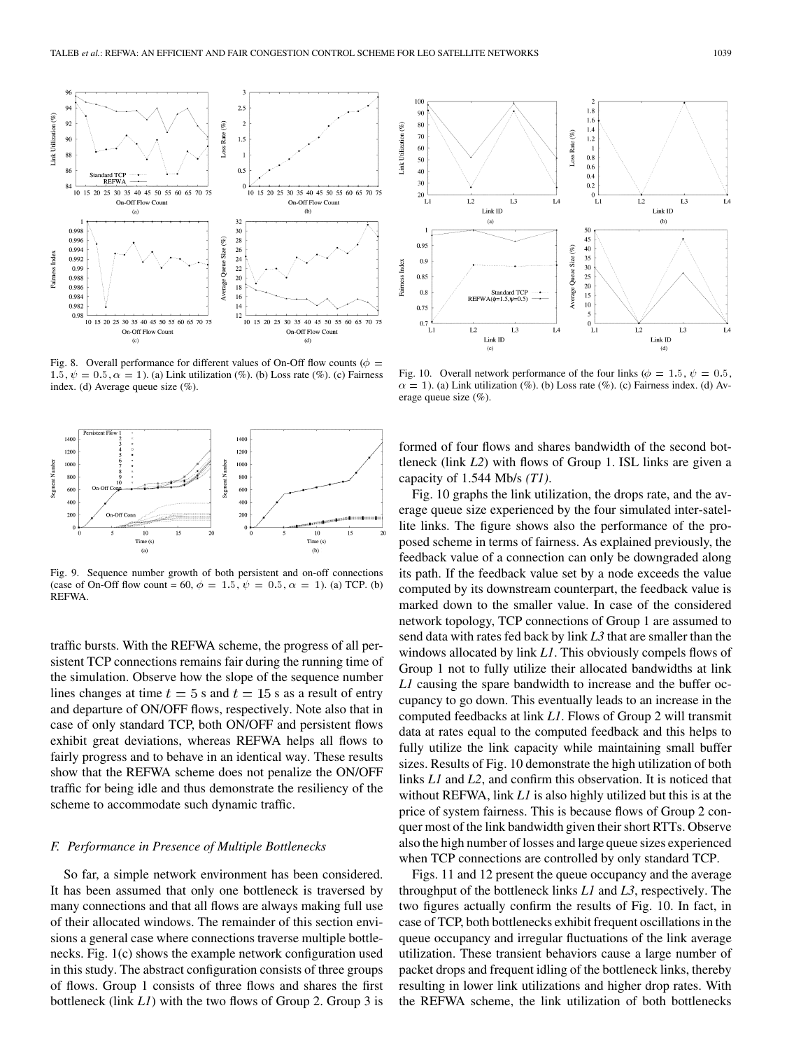Fig. 8. Overall performance for different values of On-Off flow counts ($\phi = 1.5, \psi = 0.5, \alpha = 1$). (a) Link utilization (%). (b) Loss rate (%). (c) Fairness index. (d) Average queue size (%).

Fig. 9. Sequence number growth of both persistent and on-off connections (case of On-Off flow count = 60, $\phi = 1.5, \psi = 0.5, \alpha = 1$). (a) TCP. (b) REFWA.

traffic bursts. With the REFWA scheme, the progress of all persistent TCP connections remains fair during the running time of the simulation. Observe how the slope of the sequence number lines changes at time $t = 5$ s and $t = 15$ s as a result of entry and departure of ON/OFF flows, respectively. Note also that in case of only standard TCP, both ON/OFF and persistent flows exhibit great deviations, whereas REFWA helps all flows to fairly progress and to behave in an identical way. These results show that the REFWA scheme does not penalize the ON/OFF traffic for being idle and thus demonstrate the resiliency of the scheme to accommodate such dynamic traffic.

### F. Performance in Presence of Multiple Bottlenecks

So far, a simple network environment has been considered. It has been assumed that only one bottleneck is traversed by many connections and that all flows are always making full use of their allocated windows. The remainder of this section envisions a general case where connections traverse multiple bottlenecks. Fig. 1(c) shows the example network configuration used in this study. The abstract configuration consists of three groups of flows. Group 1 consists of three flows and shares the first bottleneck (link *L1*) with the two flows of Group 2. Group 3 is formed of four flows and shares bandwidth of the second bottleneck (link *L2*) with flows of Group 1. ISL links are given a capacity of 1.544 Mb/s *(T1)*.

Fig. 10. Overall network performance of the four links ($\phi = 1.5, \psi = 0.5, \alpha = 1$). (a) Link utilization (%). (b) Loss rate (%). (c) Fairness index. (d) Average queue size (%).

Fig. 10 graphs the link utilization, the drops rate, and the average queue size experienced by the four simulated inter-satellite links. The figure shows also the performance of the proposed scheme in terms of fairness. As explained previously, the feedback value of a connection can only be downgraded along its path. If the feedback value set by a node exceeds the value computed by its downstream counterpart, the feedback value is marked down to the smaller value. In case of the considered network topology, TCP connections of Group 1 are assumed to send data with rates fed back by link *L3* that are smaller than the windows allocated by link *L1*. This obviously compels flows of Group 1 not to fully utilize their allocated bandwidths at link *L1* causing the spare bandwidth to increase and the buffer occupancy to go down. This eventually leads to an increase in the computed feedbacks at link *L1*. Flows of Group 2 will transmit data at rates equal to the computed feedback and this helps to fully utilize the link capacity while maintaining small buffer sizes. Results of Fig. 10 demonstrate the high utilization of both links *L1* and *L2*, and confirm this observation. It is noticed that without REFWA, link *L1* is also highly utilized but this is at the price of system fairness. This is because flows of Group 2 conquer most of the link bandwidth given their short RTTs. Observe also the high number of losses and large queue sizes experienced when TCP connections are controlled by only standard TCP.

Figs. 11 and 12 present the queue occupancy and the average throughput of the bottleneck links *L1* and *L3*, respectively. The two figures actually confirm the results of Fig. 10. In fact, in case of TCP, both bottlenecks exhibit frequent oscillations in the queue occupancy and irregular fluctuations of the link average utilization. These transient behaviors cause a large number of packet drops and frequent idling of the bottleneck links, thereby resulting in lower link utilizations and higher drop rates. With the REFWA scheme, the link utilization of both bottlenecks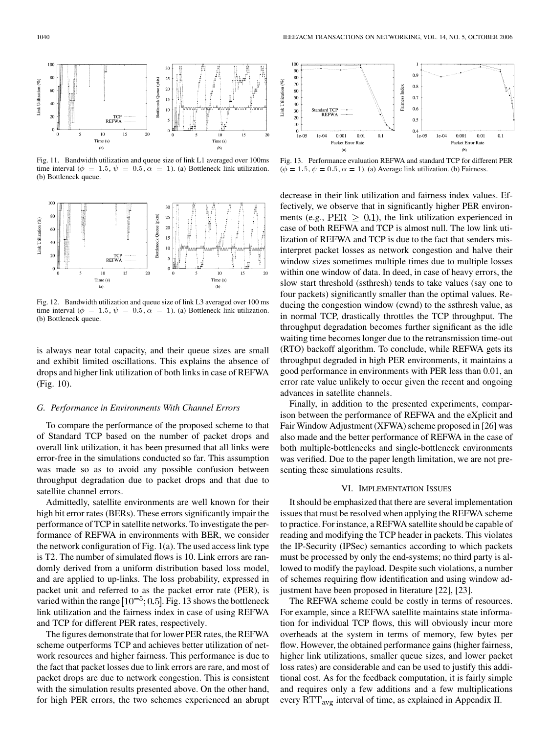100
80
60
40
20
0
Link Utilization (%)
0 5 10 15 20
Time (s)
TCP
REFWA
(a)

30
25
20
15
10
5
0
Bottleneck Queue (pkts)
0 5 10 15 20
Time (s)
(b)

Fig. 11. Bandwidth utilization and queue size of link L1 averaged over 100ms time interval ($\phi = 1.5$, $\psi = 0.5$, $\alpha = 1$). (a) Bottleneck link utilization. (b) Bottleneck queue.

100
80
60
40
20
0
Link Utilization (%)
0 5 10 15 20
Time (s)
TCP
REFWA
(a)

30
25
20
15
10
5
0
Bottleneck Queue (pkts)
0 5 10 15 20
Time (s)
(b)

Fig. 12. Bandwidth utilization and queue size of link L3 averaged over 100 ms time interval ($\phi = 1.5$, $\psi = 0.5$, $\alpha = 1$). (a) Bottleneck link utilization. (b) Bottleneck queue.

is always near total capacity, and their queue sizes are small and exhibit limited oscillations. This explains the absence of drops and higher link utilization of both links in case of REFWA (Fig. 10).

### G. Performance in Environments With Channel Errors

To compare the performance of the proposed scheme to that of Standard TCP based on the number of packet drops and overall link utilization, it has been presumed that all links were error-free in the simulations conducted so far. This assumption was made so as to avoid any possible confusion between throughput degradation due to packet drops and that due to satellite channel errors.

Admittedly, satellite environments are well known for their high bit error rates (BERs). These errors significantly impair the performance of TCP in satellite networks. To investigate the performance of REFWA in environments with BER, we consider the network configuration of Fig. 1(a). The used access link type is T2. The number of simulated flows is 10. Link errors are randomly derived from a uniform distribution based loss model, and are applied to up-links. The loss probability, expressed in packet unit and referred to as the packet error rate (PER), is varied within the range $[10^{-5}; 0.5]$. Fig. 13 shows the bottleneck link utilization and the fairness index in case of using REFWA and TCP for different PER rates, respectively.

The figures demonstrate that for lower PER rates, the REFWA scheme outperforms TCP and achieves better utilization of network resources and higher fairness. This performance is due to the fact that packet losses due to link errors are rare, and most of packet drops are due to network congestion. This is consistent with the simulation results presented above. On the other hand, for high PER errors, the two schemes experienced an abrupt

100
90
80
70
60
50
40
30
20
10
0
Link Utilization (%)
1e-05 1e-04 0.001 0.01 0.1
Packet Error Rate
Standard TCP
REFWA
(a)

1
0.9
0.8
0.7
0.6
0.5
0.4
Fairness Index
1e-05 1e-04 0.001 0.01 0.1
Packet Error Rate
(b)

Fig. 13. Performance evaluation REFWA and standard TCP for different PER ($\phi = 1.5$, $\psi = 0.5$, $\alpha = 1$). (a) Average link utilization. (b) Fairness.

decrease in their link utilization and fairness index values. Effectively, we observe that in significantly higher PER environments (e.g., $\mathrm{PER} \geq 0.1$), the link utilization experienced in case of both REFWA and TCP is almost null. The low link utilization of REFWA and TCP is due to the fact that senders misinterpret packet losses as network congestion and halve their window sizes sometimes multiple times due to multiple losses within one window of data. In deed, in case of heavy errors, the slow start threshold (ssthresh) tends to take values (say one to four packets) significantly smaller than the optimal values. Reducing the congestion window (cwnd) to the ssthresh value, as in normal TCP, drastically throttles the TCP throughput. The throughput degradation becomes further significant as the idle waiting time becomes longer due to the retransmission time-out (RTO) backoff algorithm. To conclude, while REFWA gets its throughput degraded in high PER environments, it maintains a good performance in environments with PER less than 0.01, an error rate value unlikely to occur given the recent and ongoing advances in satellite channels.

Finally, in addition to the presented experiments, comparison between the performance of REFWA and the eXplicit and Fair Window Adjustment (XFWA) scheme proposed in [26] was also made and the better performance of REFWA in the case of both multiple-bottlenecks and single-bottleneck environments was verified. Due to the paper length limitation, we are not presenting these simulations results.

## VI. Implementation Issues

It should be emphasized that there are several implementation issues that must be resolved when applying the REFWA scheme to practice. For instance, a REFWA satellite should be capable of reading and modifying the TCP header in packets. This violates the IP-Security (IPSec) semantics according to which packets must be processed by only the end-systems; no third party is allowed to modify the payload. Despite such violations, a number of schemes requiring flow identification and using window adjustment have been proposed in literature [22], [23].

The REFWA scheme could be costly in terms of resources. For example, since a REFWA satellite maintains state information for individual TCP flows, this will obviously incur more overheads at the system in terms of memory, few bytes per flow. However, the obtained performance gains (higher fairness, higher link utilizations, smaller queue sizes, and lower packet loss rates) are considerable and can be used to justify this additional cost. As for the feedback computation, it is fairly simple and requires only a few additions and a few multiplications every $\mathrm{RTT}_{\mathrm{avg}}$ interval of time, as explained in Appendix II.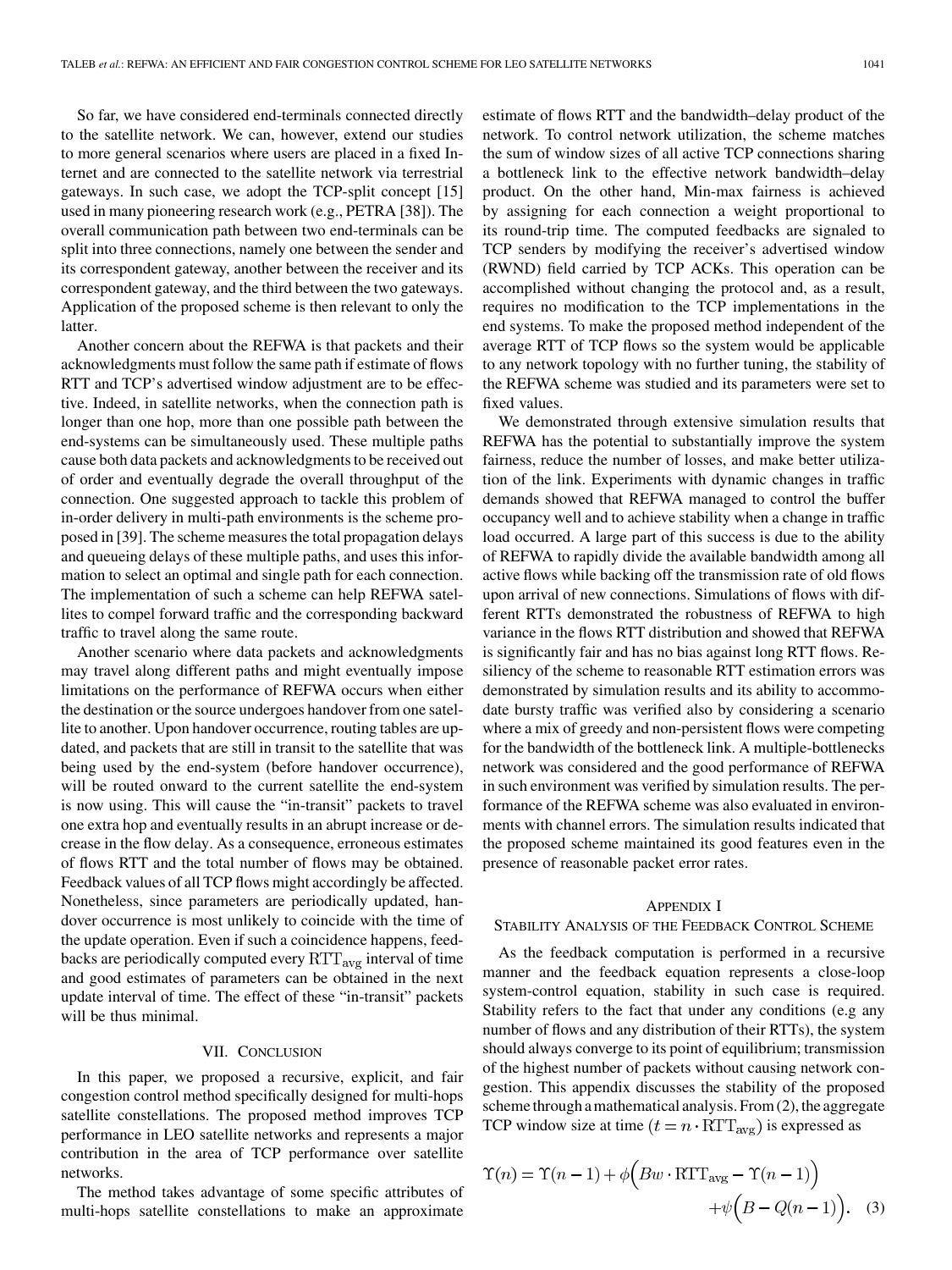So far, we have considered end-terminals connected directly to the satellite network. We can, however, extend our studies to more general scenarios where users are placed in a fixed Internet and are connected to the satellite network via terrestrial gateways. In such case, we adopt the TCP-split concept [15] used in many pioneering research work (e.g., PETRA [38]). The overall communication path between two end-terminals can be split into three connections, namely one between the sender and its correspondent gateway, another between the receiver and its correspondent gateway, and the third between the two gateways. Application of the proposed scheme is then relevant to only the latter.

Another concern about the REFWA is that packets and their acknowledgments must follow the same path if estimate of flows RTT and TCP's advertised window adjustment are to be effective. Indeed, in satellite networks, when the connection path is longer than one hop, more than one possible path between the end-systems can be simultaneously used. These multiple paths cause both data packets and acknowledgments to be received out of order and eventually degrade the overall throughput of the connection. One suggested approach to tackle this problem of in-order delivery in multi-path environments is the scheme proposed in [39]. The scheme measures the total propagation delays and queueing delays of these multiple paths, and uses this information to select an optimal and single path for each connection. The implementation of such a scheme can help REFWA satellites to compel forward traffic and the corresponding backward traffic to travel along the same route.

Another scenario where data packets and acknowledgments may travel along different paths and might eventually impose limitations on the performance of REFWA occurs when either the destination or the source undergoes handover from one satellite to another. Upon handover occurrence, routing tables are updated, and packets that are still in transit to the satellite that was being used by the end-system (before handover occurrence), will be routed onward to the current satellite the end-system is now using. This will cause the "in-transit" packets to travel one extra hop and eventually results in an abrupt increase or decrease in the flow delay. As a consequence, erroneous estimates of flows RTT and the total number of flows may be obtained. Feedback values of all TCP flows might accordingly be affected. Nonetheless, since parameters are periodically updated, handover occurrence is most unlikely to coincide with the time of the update operation. Even if such a coincidence happens, feedbacks are periodically computed every $\mathrm{RTT}_{\mathrm{avg}}$ interval of time and good estimates of parameters can be obtained in the next update interval of time. The effect of these "in-transit" packets will be thus minimal.

## VII. Conclusion

In this paper, we proposed a recursive, explicit, and fair congestion control method specifically designed for multi-hops satellite constellations. The proposed method improves TCP performance in LEO satellite networks and represents a major contribution in the area of TCP performance over satellite networks.

The method takes advantage of some specific attributes of multi-hops satellite constellations to make an approximate estimate of flows RTT and the bandwidth–delay product of the network. To control network utilization, the scheme matches the sum of window sizes of all active TCP connections sharing a bottleneck link to the effective network bandwidth–delay product. On the other hand, Min-max fairness is achieved by assigning for each connection a weight proportional to its round-trip time. The computed feedbacks are signaled to TCP senders by modifying the receiver's advertised window (RWND) field carried by TCP ACKs. This operation can be accomplished without changing the protocol and, as a result, requires no modification to the TCP implementations in the end systems. To make the proposed method independent of the average RTT of TCP flows so the system would be applicable to any network topology with no further tuning, the stability of the REFWA scheme was studied and its parameters were set to fixed values.

We demonstrated through extensive simulation results that REFWA has the potential to substantially improve the system fairness, reduce the number of losses, and make better utilization of the link. Experiments with dynamic changes in traffic demands showed that REFWA managed to control the buffer occupancy well and to achieve stability when a change in traffic load occurred. A large part of this success is due to the ability of REFWA to rapidly divide the available bandwidth among all active flows while backing off the transmission rate of old flows upon arrival of new connections. Simulations of flows with different RTTs demonstrated the robustness of REFWA to high variance in the flows RTT distribution and showed that REFWA is significantly fair and has no bias against long RTT flows. Resiliency of the scheme to reasonable RTT estimation errors was demonstrated by simulation results and its ability to accommodate bursty traffic was verified also by considering a scenario where a mix of greedy and non-persistent flows were competing for the bandwidth of the bottleneck link. A multiple-bottlenecks network was considered and the good performance of REFWA in such environment was verified by simulation results. The performance of the REFWA scheme was also evaluated in environments with channel errors. The simulation results indicated that the proposed scheme maintained its good features even in the presence of reasonable packet error rates.

## Appendix I
## Stability Analysis of the Feedback Control Scheme

As the feedback computation is performed in a recursive manner and the feedback equation represents a close-loop system-control equation, stability in such case is required. Stability refers to the fact that under any conditions (e.g any number of flows and any distribution of their RTTs), the system should always converge to its point of equilibrium; transmission of the highest number of packets without causing network congestion. This appendix discusses the stability of the proposed scheme through a mathematical analysis. From (2), the aggregate TCP window size at time $(t = n \cdot \mathrm{RTT}_{\mathrm{avg}})$ is expressed as

$$\Upsilon(n) = \Upsilon(n-1) + \phi\Big(Bw \cdot \mathrm{RTT}_{\mathrm{avg}} - \Upsilon(n-1)\Big) + \psi\Big(B - Q(n-1)\Big). \quad (3)$$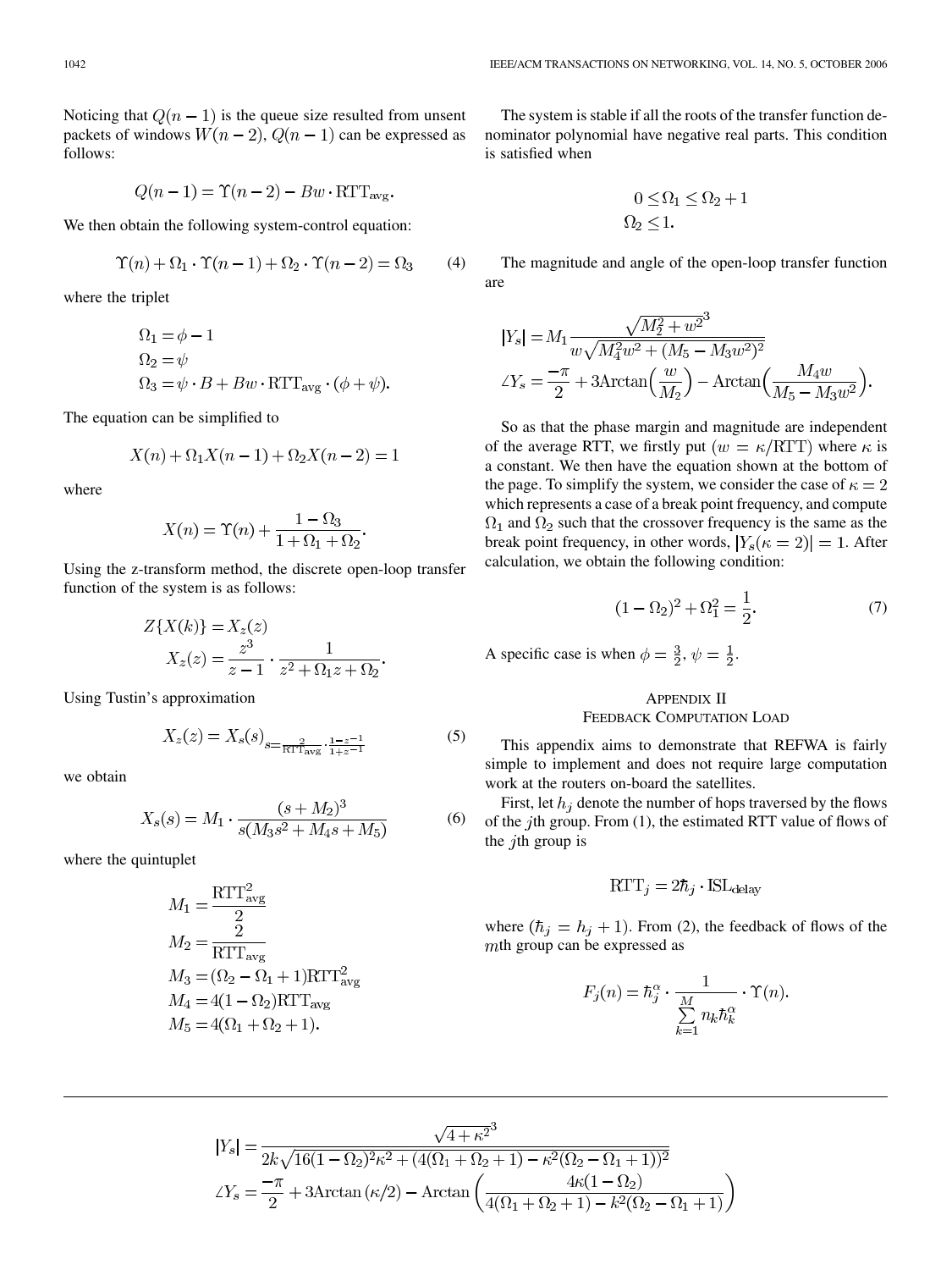Noticing that $Q(n-1)$ is the queue size resulted from unsent packets of windows $W(n-2)$, $Q(n-1)$ can be expressed as follows:

$$Q(n-1) = \Upsilon(n-2) - Bw \cdot \mathrm{RTT}_{\mathrm{avg}}.$$

We then obtain the following system-control equation:

$$\Upsilon(n) + \Omega_1 \cdot \Upsilon(n-1) + \Omega_2 \cdot \Upsilon(n-2) = \Omega_3 \tag{4}$$

where the triplet

$$\begin{aligned}
\Omega_1 &= \phi - 1 \\
\Omega_2 &= \psi \\
\Omega_3 &= \psi \cdot B + Bw \cdot \mathrm{RTT}_{\mathrm{avg}} \cdot (\phi + \psi).
\end{aligned}$$

The equation can be simplified to

$$X(n) + \Omega_1 X(n-1) + \Omega_2 X(n-2) = 1$$

where

$$X(n) = \Upsilon(n) + \frac{1 - \Omega_3}{1 + \Omega_1 + \Omega_2}.$$

Using the z-transform method, the discrete open-loop transfer function of the system is as follows:

$$\begin{aligned}
Z\{X(k)\} &= X_z(z) \\
X_z(z) &= \frac{z^3}{z-1} \cdot \frac{1}{z^2 + \Omega_1 z + \Omega_2}.
\end{aligned}$$

Using Tustin's approximation

$$X_z(z) = X_s(s)_{s = \frac{2}{\mathrm{RTT}_{\mathrm{avg}}} \cdot \frac{1 - z^{-1}}{1 + z^{-1}}} \tag{5}$$

we obtain

$$X_s(s) = M_1 \cdot \frac{(s + M_2)^3}{s(M_3 s^2 + M_4 s + M_5)} \tag{6}$$

where the quintuplet

$$\begin{aligned}
M_1 &= \frac{\mathrm{RTT}_{\mathrm{avg}}^2}{2} \\
M_2 &= \frac{2}{\mathrm{RTT}_{\mathrm{avg}}} \\
M_3 &= (\Omega_2 - \Omega_1 + 1)\mathrm{RTT}_{\mathrm{avg}}^2 \\
M_4 &= 4(1 - \Omega_2)\mathrm{RTT}_{\mathrm{avg}} \\
M_5 &= 4(\Omega_1 + \Omega_2 + 1).
\end{aligned}$$

The system is stable if all the roots of the transfer function denominator polynomial have negative real parts. This condition is satisfied when

$$\begin{aligned}
0 \leq \Omega_1 &\leq \Omega_2 + 1 \\
\Omega_2 &\leq 1.
\end{aligned}$$

The magnitude and angle of the open-loop transfer function are

$$\begin{aligned}
|Y_s| &= M_1 \frac{\sqrt{M_2^2 + w^2}^3}{w\sqrt{M_4^2 w^2 + (M_5 - M_3 w^2)^2}} \\
\angle Y_s &= \frac{-\pi}{2} + 3\mathrm{Arctan}\left(\frac{w}{M_2}\right) - \mathrm{Arctan}\left(\frac{M_4 w}{M_5 - M_3 w^2}\right).
\end{aligned}$$

So as that the phase margin and magnitude are independent of the average RTT, we firstly put $(w = \kappa/\mathrm{RTT})$ where $\kappa$ is a constant. We then have the equation shown at the bottom of the page. To simplify the system, we consider the case of $\kappa = 2$ which represents a case of a break point frequency, and compute $\Omega_1$ and $\Omega_2$ such that the crossover frequency is the same as the break point frequency, in other words, $|Y_s(\kappa = 2)| = 1$. After calculation, we obtain the following condition:

$$(1 - \Omega_2)^2 + \Omega_1^2 = \frac{1}{2}. \tag{7}$$

A specific case is when $\phi = \frac{3}{2}$, $\psi = \frac{1}{2}$.

## Appendix II
## Feedback Computation Load

This appendix aims to demonstrate that REFWA is fairly simple to implement and does not require large computation work at the routers on-board the satellites.

First, let $h_j$ denote the number of hops traversed by the flows of the $j$th group. From (1), the estimated RTT value of flows of the $j$th group is

$$\mathrm{RTT}_j = 2\hbar_j \cdot \mathrm{ISL}_{\mathrm{delay}}$$

where $(\hbar_j = h_j + 1)$. From (2), the feedback of flows of the $m$th group can be expressed as

$$F_j(n) = \hbar_j^{\alpha} \cdot \frac{1}{\sum_{k=1}^{M} n_k \hbar_k^{\alpha}} \cdot \Upsilon(n).$$

---

$$\begin{aligned}
|Y_s| &= \frac{\sqrt{4 + \kappa^2}^3}{2k\sqrt{16(1 - \Omega_2)^2\kappa^2 + (4(\Omega_1 + \Omega_2 + 1) - \kappa^2(\Omega_2 - \Omega_1 + 1))^2}} \\
\angle Y_s &= \frac{-\pi}{2} + 3\mathrm{Arctan}\,(\kappa/2) - \mathrm{Arctan}\left(\frac{4\kappa(1 - \Omega_2)}{4(\Omega_1 + \Omega_2 + 1) - k^2(\Omega_2 - \Omega_1 + 1)}\right)
\end{aligned}$$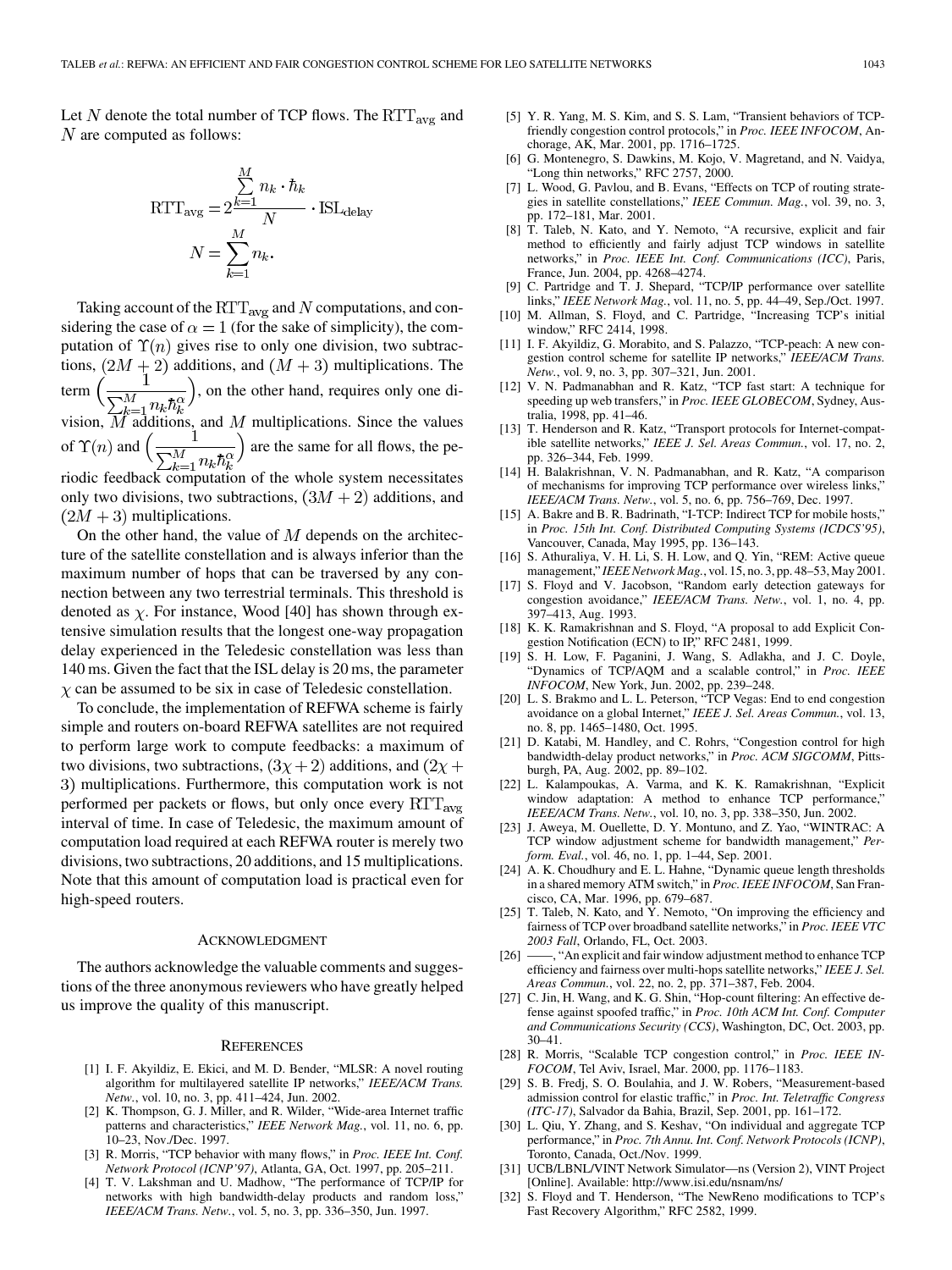Let $N$ denote the total number of TCP flows. The $\text{RTT}_{\text{avg}}$ and $N$ are computed as follows:

$$\text{RTT}_{\text{avg}} = 2\frac{\sum_{k=1}^{M} n_k \cdot \hbar_k}{N} \cdot \text{ISL}_{\text{delay}}$$

$$N = \sum_{k=1}^{M} n_k.$$

Taking account of the $\text{RTT}_{\text{avg}}$ and $N$ computations, and considering the case of $\alpha = 1$ (for the sake of simplicity), the computation of $\Upsilon(n)$ gives rise to only one division, two subtractions, $(2M+2)$ additions, and $(M+3)$ multiplications. The term $\left(\frac{1}{\sum_{k=1}^{M} n_k \hbar_k^{\alpha}}\right)$, on the other hand, requires only one division, $M$ additions, and $M$ multiplications. Since the values of $\Upsilon(n)$ and $\left(\frac{1}{\sum_{k=1}^{M} n_k \hbar_k^{\alpha}}\right)$ are the same for all flows, the periodic feedback computation of the whole system necessitates only two divisions, two subtractions, $(3M+2)$ additions, and $(2M+3)$ multiplications.

On the other hand, the value of $M$ depends on the architecture of the satellite constellation and is always inferior than the maximum number of hops that can be traversed by any connection between any two terrestrial terminals. This threshold is denoted as $\chi$. For instance, Wood [40] has shown through extensive simulation results that the longest one-way propagation delay experienced in the Teledesic constellation was less than 140 ms. Given the fact that the ISL delay is 20 ms, the parameter $\chi$ can be assumed to be six in case of Teledesic constellation.

To conclude, the implementation of REFWA scheme is fairly simple and routers on-board REFWA satellites are not required to perform large work to compute feedbacks: a maximum of two divisions, two subtractions, $(3\chi+2)$ additions, and $(2\chi+3)$ multiplications. Furthermore, this computation work is not performed per packets or flows, but only once every $\text{RTT}_{\text{avg}}$ interval of time. In case of Teledesic, the maximum amount of computation load required at each REFWA router is merely two divisions, two subtractions, 20 additions, and 15 multiplications. Note that this amount of computation load is practical even for high-speed routers.

## Acknowledgment

The authors acknowledge the valuable comments and suggestions of the three anonymous reviewers who have greatly helped us improve the quality of this manuscript.

## References

[1] I. F. Akyildiz, E. Ekici, and M. D. Bender, "MLSR: A novel routing algorithm for multilayered satellite IP networks," *IEEE/ACM Trans. Netw.*, vol. 10, no. 3, pp. 411–424, Jun. 2002.

[2] K. Thompson, G. J. Miller, and R. Wilder, "Wide-area Internet traffic patterns and characteristics," *IEEE Network Mag.*, vol. 11, no. 6, pp. 10–23, Nov./Dec. 1997.

[3] R. Morris, "TCP behavior with many flows," in *Proc. IEEE Int. Conf. Network Protocol (ICNP'97)*, Atlanta, GA, Oct. 1997, pp. 205–211.

[4] T. V. Lakshman and U. Madhow, "The performance of TCP/IP for networks with high bandwidth-delay products and random loss," *IEEE/ACM Trans. Netw.*, vol. 5, no. 3, pp. 336–350, Jun. 1997.

[5] Y. R. Yang, M. S. Kim, and S. S. Lam, "Transient behaviors of TCP-friendly congestion control protocols," in *Proc. IEEE INFOCOM*, Anchorage, AK, Mar. 2001, pp. 1716–1725.

[6] G. Montenegro, S. Dawkins, M. Kojo, V. Magretand, and N. Vaidya, "Long thin networks," RFC 2757, 2000.

[7] L. Wood, G. Pavlou, and B. Evans, "Effects on TCP of routing strategies in satellite constellations," *IEEE Commun. Mag.*, vol. 39, no. 3, pp. 172–181, Mar. 2001.

[8] T. Taleb, N. Kato, and Y. Nemoto, "A recursive, explicit and fair method to efficiently and fairly adjust TCP windows in satellite networks," in *Proc. IEEE Int. Conf. Communications (ICC)*, Paris, France, Jun. 2004, pp. 4268–4274.

[9] C. Partridge and T. J. Shepard, "TCP/IP performance over satellite links," *IEEE Network Mag.*, vol. 11, no. 5, pp. 44–49, Sep./Oct. 1997.

[10] M. Allman, S. Floyd, and C. Partridge, "Increasing TCP's initial window," RFC 2414, 1998.

[11] I. F. Akyildiz, G. Morabito, and S. Palazzo, "TCP-peach: A new congestion control scheme for satellite IP networks," *IEEE/ACM Trans. Netw.*, vol. 9, no. 3, pp. 307–321, Jun. 2001.

[12] V. N. Padmanabhan and R. Katz, "TCP fast start: A technique for speeding up web transfers," in *Proc. IEEE GLOBECOM*, Sydney, Australia, 1998, pp. 41–46.

[13] T. Henderson and R. Katz, "Transport protocols for Internet-compatible satellite networks," *IEEE J. Sel. Areas Commun.*, vol. 17, no. 2, pp. 326–344, Feb. 1999.

[14] H. Balakrishnan, V. N. Padmanabhan, and R. Katz, "A comparison of mechanisms for improving TCP performance over wireless links," *IEEE/ACM Trans. Netw.*, vol. 5, no. 6, pp. 756–769, Dec. 1997.

[15] A. Bakre and B. R. Badrinath, "I-TCP: Indirect TCP for mobile hosts," in *Proc. 15th Int. Conf. Distributed Computing Systems (ICDCS'95)*, Vancouver, Canada, May 1995, pp. 136–143.

[16] S. Athuraliya, V. H. Li, S. H. Low, and Q. Yin, "REM: Active queue management," *IEEE Network Mag.*, vol. 15, no. 3, pp. 48–53, May 2001.

[17] S. Floyd and V. Jacobson, "Random early detection gateways for congestion avoidance," *IEEE/ACM Trans. Netw.*, vol. 1, no. 4, pp. 397–413, Aug. 1993.

[18] K. K. Ramakrishnan and S. Floyd, "A proposal to add Explicit Congestion Notification (ECN) to IP," RFC 2481, 1999.

[19] S. H. Low, F. Paganini, J. Wang, S. Adlakha, and J. C. Doyle, "Dynamics of TCP/AQM and a scalable control," in *Proc. IEEE INFOCOM*, New York, Jun. 2002, pp. 239–248.

[20] L. S. Brakmo and L. L. Peterson, "TCP Vegas: End to end congestion avoidance on a global Internet," *IEEE J. Sel. Areas Commun.*, vol. 13, no. 8, pp. 1465–1480, Oct. 1995.

[21] D. Katabi, M. Handley, and C. Rohrs, "Congestion control for high bandwidth-delay product networks," in *Proc. ACM SIGCOMM*, Pittsburgh, PA, Aug. 2002, pp. 89–102.

[22] L. Kalampoukas, A. Varma, and K. K. Ramakrishnan, "Explicit window adaptation: A method to enhance TCP performance," *IEEE/ACM Trans. Netw.*, vol. 10, no. 3, pp. 338–350, Jun. 2002.

[23] J. Aweya, M. Ouellette, D. Y. Montuno, and Z. Yao, "WINTRAC: A TCP window adjustment scheme for bandwidth management," *Perform. Eval.*, vol. 46, no. 1, pp. 1–44, Sep. 2001.

[24] A. K. Choudhury and E. L. Hahne, "Dynamic queue length thresholds in a shared memory ATM switch," in *Proc. IEEE INFOCOM*, San Francisco, CA, Mar. 1996, pp. 679–687.

[25] T. Taleb, N. Kato, and Y. Nemoto, "On improving the efficiency and fairness of TCP over broadband satellite networks," in *Proc. IEEE VTC 2003 Fall*, Orlando, FL, Oct. 2003.

[26] ——, "An explicit and fair window adjustment method to enhance TCP efficiency and fairness over multi-hops satellite networks," *IEEE J. Sel. Areas Commun.*, vol. 22, no. 2, pp. 371–387, Feb. 2004.

[27] C. Jin, H. Wang, and K. G. Shin, "Hop-count filtering: An effective defense against spoofed traffic," in *Proc. 10th ACM Int. Conf. Computer and Communications Security (CCS)*, Washington, DC, Oct. 2003, pp. 30–41.

[28] R. Morris, "Scalable TCP congestion control," in *Proc. IEEE INFOCOM*, Tel Aviv, Israel, Mar. 2000, pp. 1176–1183.

[29] S. B. Fredj, S. O. Boulahia, and J. W. Robers, "Measurement-based admission control for elastic traffic," in *Proc. Int. Teletraffic Congress (ITC-17)*, Salvador da Bahia, Brazil, Sep. 2001, pp. 161–172.

[30] L. Qiu, Y. Zhang, and S. Keshav, "On individual and aggregate TCP performance," in *Proc. 7th Annu. Int. Conf. Network Protocols (ICNP)*, Toronto, Canada, Oct./Nov. 1999.

[31] UCB/LBNL/VINT Network Simulator—ns (Version 2), VINT Project [Online]. Available: http://www.isi.edu/nsnam/ns/

[32] S. Floyd and T. Henderson, "The NewReno modifications to TCP's Fast Recovery Algorithm," RFC 2582, 1999.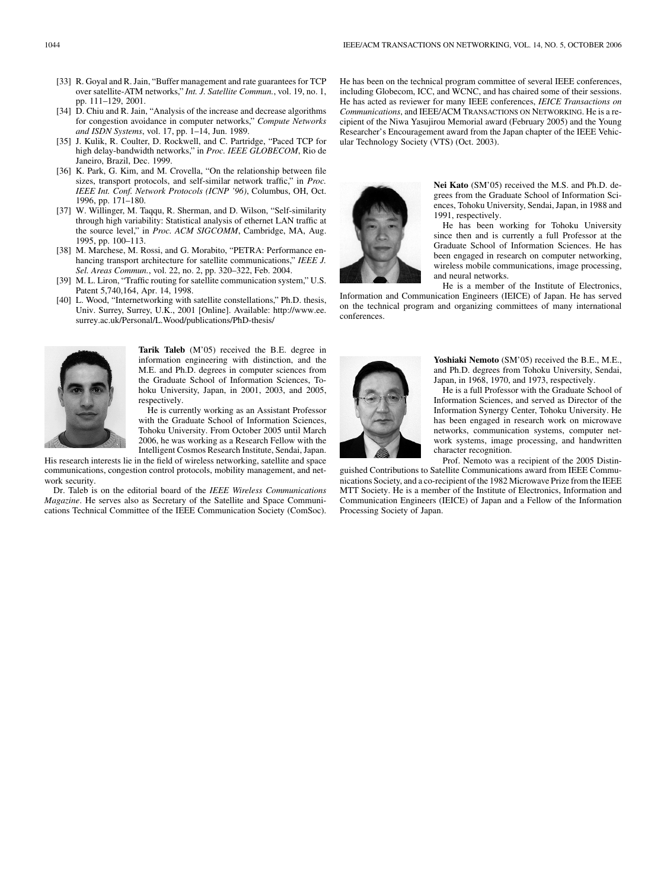[33] R. Goyal and R. Jain, "Buffer management and rate guarantees for TCP over satellite-ATM networks," *Int. J. Satellite Commun.*, vol. 19, no. 1, pp. 111–129, 2001.

[34] D. Chiu and R. Jain, "Analysis of the increase and decrease algorithms for congestion avoidance in computer networks," *Compute Networks and ISDN Systems*, vol. 17, pp. 1–14, Jun. 1989.

[35] J. Kulik, R. Coulter, D. Rockwell, and C. Partridge, "Paced TCP for high delay-bandwidth networks," in *Proc. IEEE GLOBECOM*, Rio de Janeiro, Brazil, Dec. 1999.

[36] K. Park, G. Kim, and M. Crovella, "On the relationship between file sizes, transport protocols, and self-similar network traffic," in *Proc. IEEE Int. Conf. Network Protocols (ICNP '96)*, Columbus, OH, Oct. 1996, pp. 171–180.

[37] W. Willinger, M. Taqqu, R. Sherman, and D. Wilson, "Self-similarity through high variability: Statistical analysis of ethernet LAN traffic at the source level," in *Proc. ACM SIGCOMM*, Cambridge, MA, Aug. 1995, pp. 100–113.

[38] M. Marchese, M. Rossi, and G. Morabito, "PETRA: Performance enhancing transport architecture for satellite communications," *IEEE J. Sel. Areas Commun.*, vol. 22, no. 2, pp. 320–322, Feb. 2004.

[39] M. L. Liron, "Traffic routing for satellite communication system," U.S. Patent 5,740,164, Apr. 14, 1998.

[40] L. Wood, "Internetworking with satellite constellations," Ph.D. thesis, Univ. Surrey, Surrey, U.K., 2001 [Online]. Available: http://www.ee.surrey.ac.uk/Personal/L.Wood/publications/PhD-thesis/

**Tarik Taleb** (M'05) received the B.E. degree in information engineering with distinction, and the M.E. and Ph.D. degrees in computer sciences from the Graduate School of Information Sciences, Tohoku University, Japan, in 2001, 2003, and 2005, respectively.

He is currently working as an Assistant Professor with the Graduate School of Information Sciences, Tohoku University. From October 2005 until March 2006, he was working as a Research Fellow with the Intelligent Cosmos Research Institute, Sendai, Japan. His research interests lie in the field of wireless networking, satellite and space communications, congestion control protocols, mobility management, and network security.

Dr. Taleb is on the editorial board of the *IEEE Wireless Communications Magazine*. He serves also as Secretary of the Satellite and Space Communications Technical Committee of the IEEE Communication Society (ComSoc). He has been on the technical program committee of several IEEE conferences, including Globecom, ICC, and WCNC, and has chaired some of their sessions. He has acted as reviewer for many IEEE conferences, *IEICE Transactions on Communications*, and IEEE/ACM TRANSACTIONS ON NETWORKING. He is a recipient of the Niwa Yasujirou Memorial award (February 2005) and the Young Researcher's Encouragement award from the Japan chapter of the IEEE Vehicular Technology Society (VTS) (Oct. 2003).

**Nei Kato** (SM'05) received the M.S. and Ph.D. degrees from the Graduate School of Information Sciences, Tohoku University, Sendai, Japan, in 1988 and 1991, respectively.

He has been working for Tohoku University since then and is currently a full Professor at the Graduate School of Information Sciences. He has been engaged in research on computer networking, wireless mobile communications, image processing, and neural networks.

He is a member of the Institute of Electronics, Information and Communication Engineers (IEICE) of Japan. He has served on the technical program and organizing committees of many international conferences.

**Yoshiaki Nemoto** (SM'05) received the B.E., M.E., and Ph.D. degrees from Tohoku University, Sendai, Japan, in 1968, 1970, and 1973, respectively.

He is a full Professor with the Graduate School of Information Sciences, and served as Director of the Information Synergy Center, Tohoku University. He has been engaged in research work on microwave networks, communication systems, computer network systems, image processing, and handwritten character recognition.

Prof. Nemoto was a recipient of the 2005 Distinguished Contributions to Satellite Communications award from IEEE Communications Society, and a co-recipient of the 1982 Microwave Prize from the IEEE MTT Society. He is a member of the Institute of Electronics, Information and Communication Engineers (IEICE) of Japan and a Fellow of the Information Processing Society of Japan.